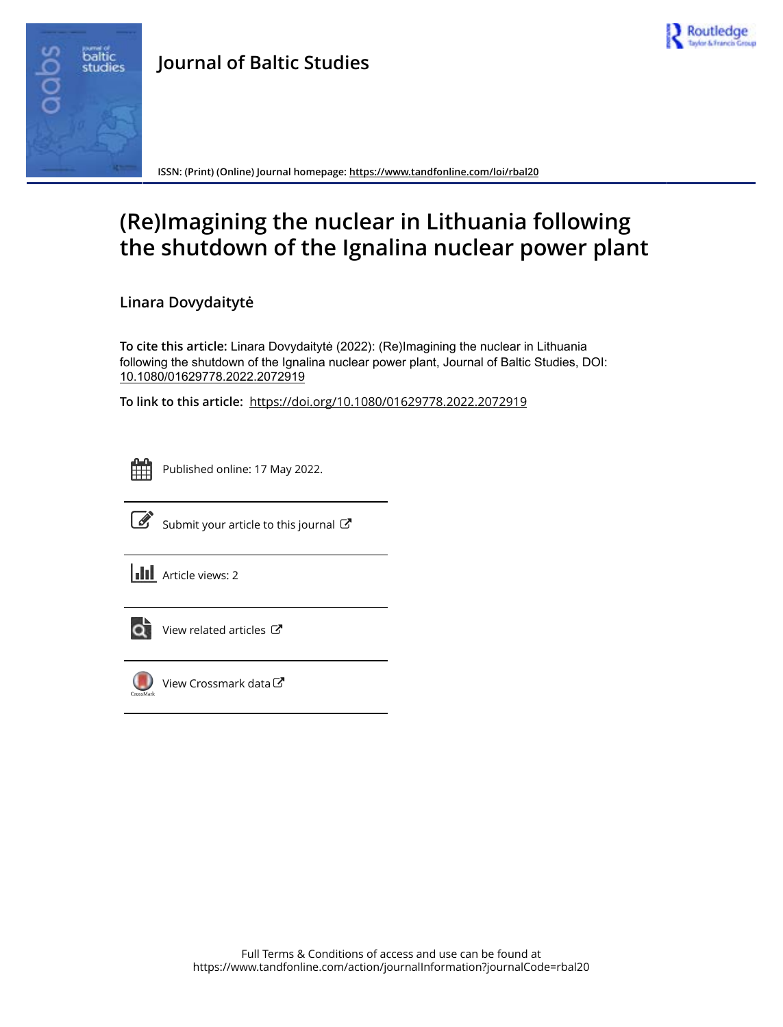# Journal of Baltic Studies

ISSN: (Print) (Online) Journal homepage: https://www.tandfonline.com/loi/rbal20

# (Re)Imagining the nuclear in Lithuania following the shutdown of the Ignalina nuclear power plant

**Linara Dovydaitytė**

**To cite this article:** Linara Dovydaitytė (2022): (Re)Imagining the nuclear in Lithuania following the shutdown of the Ignalina nuclear power plant, Journal of Baltic Studies, DOI: 10.1080/01629778.2022.2072919

**To link to this article:** https://doi.org/10.1080/01629778.2022.2072919

Published online: 17 May 2022.

Submit your article to this journal

Article views: 2

View related articles

View Crossmark data

Full Terms & Conditions of access and use can be found at https://www.tandfonline.com/action/journalInformation?journalCode=rbal20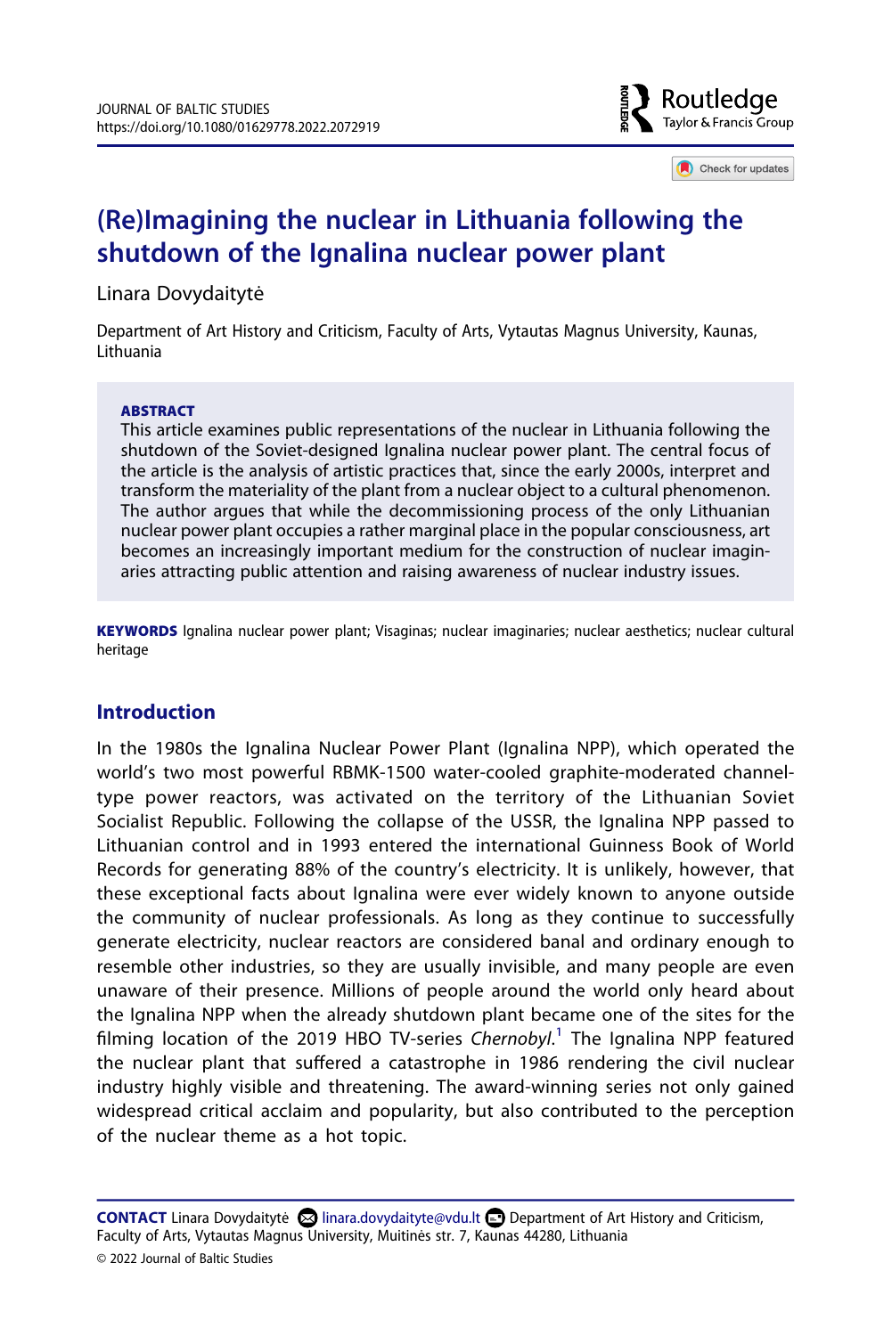# (Re)Imagining the nuclear in Lithuania following the shutdown of the Ignalina nuclear power plant

Linara Dovydaitytė

Department of Art History and Criticism, Faculty of Arts, Vytautas Magnus University, Kaunas, Lithuania

**ABSTRACT**

This article examines public representations of the nuclear in Lithuania following the shutdown of the Soviet-designed Ignalina nuclear power plant. The central focus of the article is the analysis of artistic practices that, since the early 2000s, interpret and transform the materiality of the plant from a nuclear object to a cultural phenomenon. The author argues that while the decommissioning process of the only Lithuanian nuclear power plant occupies a rather marginal place in the popular consciousness, art becomes an increasingly important medium for the construction of nuclear imaginaries attracting public attention and raising awareness of nuclear industry issues.

**KEYWORDS** Ignalina nuclear power plant; Visaginas; nuclear imaginaries; nuclear aesthetics; nuclear cultural heritage

## Introduction

In the 1980s the Ignalina Nuclear Power Plant (Ignalina NPP), which operated the world's two most powerful RBMK-1500 water-cooled graphite-moderated channel-type power reactors, was activated on the territory of the Lithuanian Soviet Socialist Republic. Following the collapse of the USSR, the Ignalina NPP passed to Lithuanian control and in 1993 entered the international Guinness Book of World Records for generating 88% of the country's electricity. It is unlikely, however, that these exceptional facts about Ignalina were ever widely known to anyone outside the community of nuclear professionals. As long as they continue to successfully generate electricity, nuclear reactors are considered banal and ordinary enough to resemble other industries, so they are usually invisible, and many people are even unaware of their presence. Millions of people around the world only heard about the Ignalina NPP when the already shutdown plant became one of the sites for the filming location of the 2019 HBO TV-series *Chernobyl*.[1] The Ignalina NPP featured the nuclear plant that suffered a catastrophe in 1986 rendering the civil nuclear industry highly visible and threatening. The award-winning series not only gained widespread critical acclaim and popularity, but also contributed to the perception of the nuclear theme as a hot topic.

**CONTACT** Linara Dovydaitytė linara.dovydaityte@vdu.lt Department of Art History and Criticism, Faculty of Arts, Vytautas Magnus University, Muitinės str. 7, Kaunas 44280, Lithuania

© 2022 Journal of Baltic Studies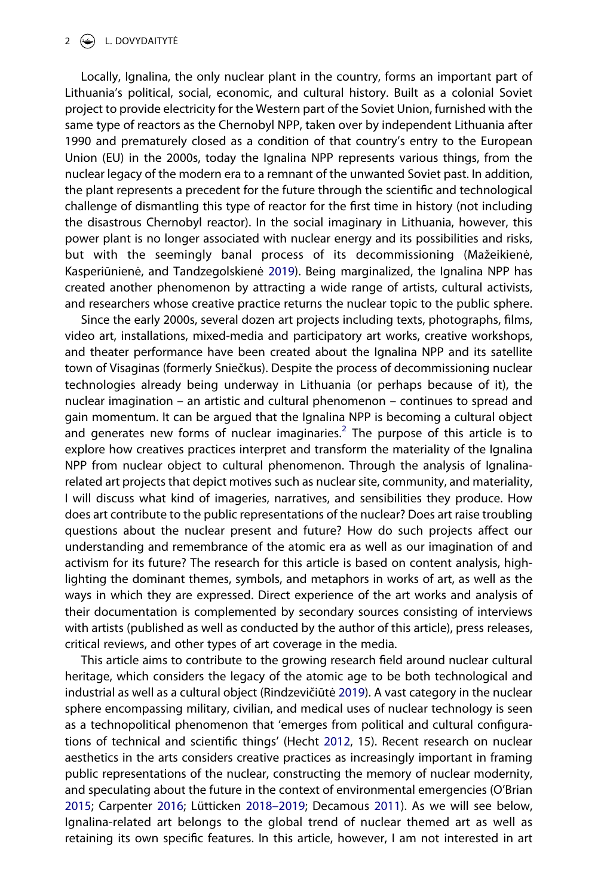Locally, Ignalina, the only nuclear plant in the country, forms an important part of Lithuania's political, social, economic, and cultural history. Built as a colonial Soviet project to provide electricity for the Western part of the Soviet Union, furnished with the same type of reactors as the Chernobyl NPP, taken over by independent Lithuania after 1990 and prematurely closed as a condition of that country's entry to the European Union (EU) in the 2000s, today the Ignalina NPP represents various things, from the nuclear legacy of the modern era to a remnant of the unwanted Soviet past. In addition, the plant represents a precedent for the future through the scientific and technological challenge of dismantling this type of reactor for the first time in history (not including the disastrous Chernobyl reactor). In the social imaginary in Lithuania, however, this power plant is no longer associated with nuclear energy and its possibilities and risks, but with the seemingly banal process of its decommissioning (Mažeikienė, Kasperiūnienė, and Tandzegolskienė 2019). Being marginalized, the Ignalina NPP has created another phenomenon by attracting a wide range of artists, cultural activists, and researchers whose creative practice returns the nuclear topic to the public sphere.

Since the early 2000s, several dozen art projects including texts, photographs, films, video art, installations, mixed-media and participatory art works, creative workshops, and theater performance have been created about the Ignalina NPP and its satellite town of Visaginas (formerly Sniečkus). Despite the process of decommissioning nuclear technologies already being underway in Lithuania (or perhaps because of it), the nuclear imagination – an artistic and cultural phenomenon – continues to spread and gain momentum. It can be argued that the Ignalina NPP is becoming a cultural object and generates new forms of nuclear imaginaries.[2] The purpose of this article is to explore how creatives practices interpret and transform the materiality of the Ignalina NPP from nuclear object to cultural phenomenon. Through the analysis of Ignalina-related art projects that depict motives such as nuclear site, community, and materiality, I will discuss what kind of imageries, narratives, and sensibilities they produce. How does art contribute to the public representations of the nuclear? Does art raise troubling questions about the nuclear present and future? How do such projects affect our understanding and remembrance of the atomic era as well as our imagination of and activism for its future? The research for this article is based on content analysis, highlighting the dominant themes, symbols, and metaphors in works of art, as well as the ways in which they are expressed. Direct experience of the art works and analysis of their documentation is complemented by secondary sources consisting of interviews with artists (published as well as conducted by the author of this article), press releases, critical reviews, and other types of art coverage in the media.

This article aims to contribute to the growing research field around nuclear cultural heritage, which considers the legacy of the atomic age to be both technological and industrial as well as a cultural object (Rindzevičiūtė 2019). A vast category in the nuclear sphere encompassing military, civilian, and medical uses of nuclear technology is seen as a technopolitical phenomenon that 'emerges from political and cultural configurations of technical and scientific things' (Hecht 2012, 15). Recent research on nuclear aesthetics in the arts considers creative practices as increasingly important in framing public representations of the nuclear, constructing the memory of nuclear modernity, and speculating about the future in the context of environmental emergencies (O'Brian 2015; Carpenter 2016; Lütticken 2018–2019; Decamous 2011). As we will see below, Ignalina-related art belongs to the global trend of nuclear themed art as well as retaining its own specific features. In this article, however, I am not interested in art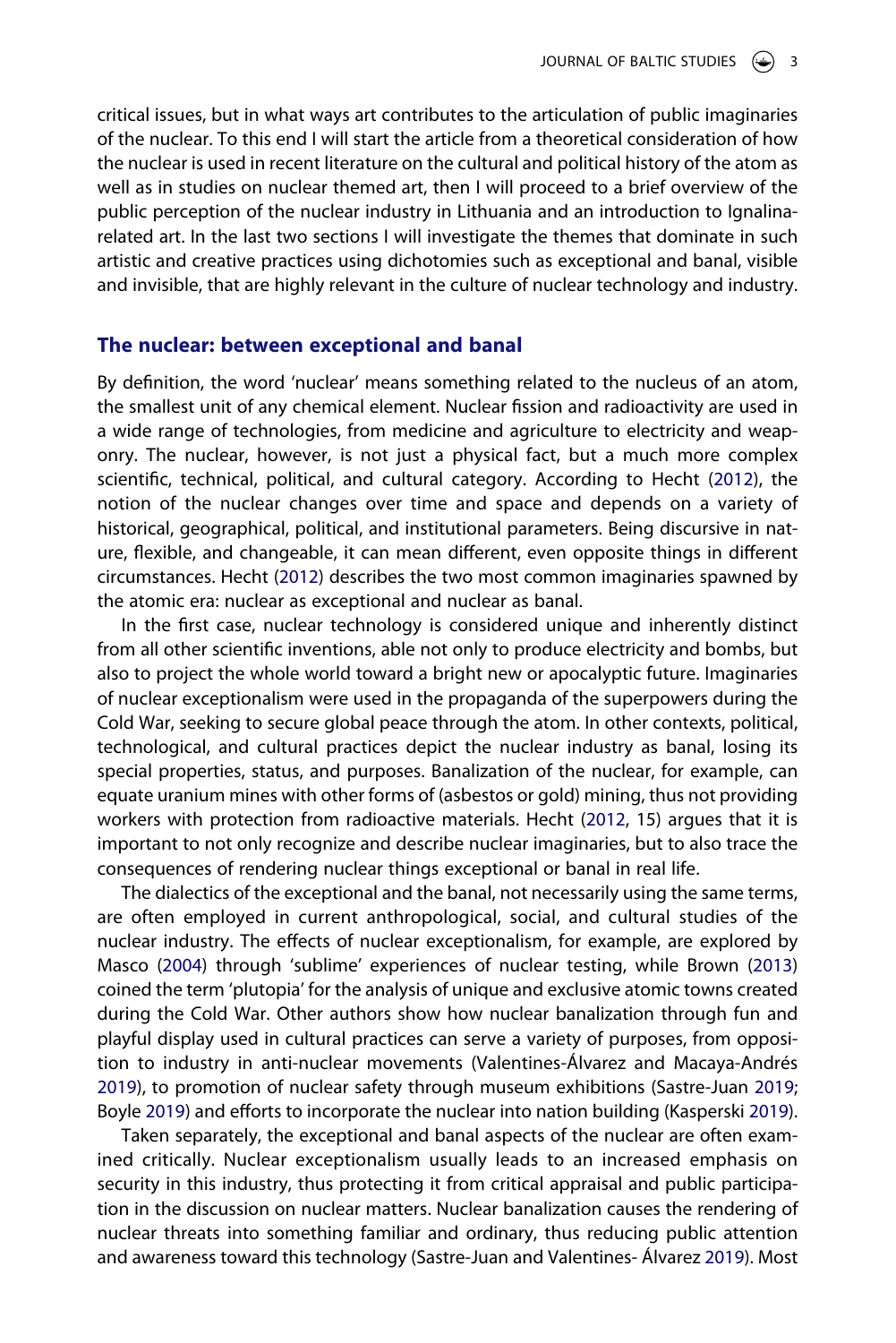critical issues, but in what ways art contributes to the articulation of public imaginaries of the nuclear. To this end I will start the article from a theoretical consideration of how the nuclear is used in recent literature on the cultural and political history of the atom as well as in studies on nuclear themed art, then I will proceed to a brief overview of the public perception of the nuclear industry in Lithuania and an introduction to Ignalina-related art. In the last two sections I will investigate the themes that dominate in such artistic and creative practices using dichotomies such as exceptional and banal, visible and invisible, that are highly relevant in the culture of nuclear technology and industry.

## The nuclear: between exceptional and banal

By definition, the word 'nuclear' means something related to the nucleus of an atom, the smallest unit of any chemical element. Nuclear fission and radioactivity are used in a wide range of technologies, from medicine and agriculture to electricity and weaponry. The nuclear, however, is not just a physical fact, but a much more complex scientific, technical, political, and cultural category. According to Hecht (2012), the notion of the nuclear changes over time and space and depends on a variety of historical, geographical, political, and institutional parameters. Being discursive in nature, flexible, and changeable, it can mean different, even opposite things in different circumstances. Hecht (2012) describes the two most common imaginaries spawned by the atomic era: nuclear as exceptional and nuclear as banal.

In the first case, nuclear technology is considered unique and inherently distinct from all other scientific inventions, able not only to produce electricity and bombs, but also to project the whole world toward a bright new or apocalyptic future. Imaginaries of nuclear exceptionalism were used in the propaganda of the superpowers during the Cold War, seeking to secure global peace through the atom. In other contexts, political, technological, and cultural practices depict the nuclear industry as banal, losing its special properties, status, and purposes. Banalization of the nuclear, for example, can equate uranium mines with other forms of (asbestos or gold) mining, thus not providing workers with protection from radioactive materials. Hecht (2012, 15) argues that it is important to not only recognize and describe nuclear imaginaries, but to also trace the consequences of rendering nuclear things exceptional or banal in real life.

The dialectics of the exceptional and the banal, not necessarily using the same terms, are often employed in current anthropological, social, and cultural studies of the nuclear industry. The effects of nuclear exceptionalism, for example, are explored by Masco (2004) through 'sublime' experiences of nuclear testing, while Brown (2013) coined the term 'plutopia' for the analysis of unique and exclusive atomic towns created during the Cold War. Other authors show how nuclear banalization through fun and playful display used in cultural practices can serve a variety of purposes, from opposition to industry in anti-nuclear movements (Valentines-Álvarez and Macaya-Andrés 2019), to promotion of nuclear safety through museum exhibitions (Sastre-Juan 2019; Boyle 2019) and efforts to incorporate the nuclear into nation building (Kasperski 2019).

Taken separately, the exceptional and banal aspects of the nuclear are often examined critically. Nuclear exceptionalism usually leads to an increased emphasis on security in this industry, thus protecting it from critical appraisal and public participation in the discussion on nuclear matters. Nuclear banalization causes the rendering of nuclear threats into something familiar and ordinary, thus reducing public attention and awareness toward this technology (Sastre-Juan and Valentines- Álvarez 2019). Most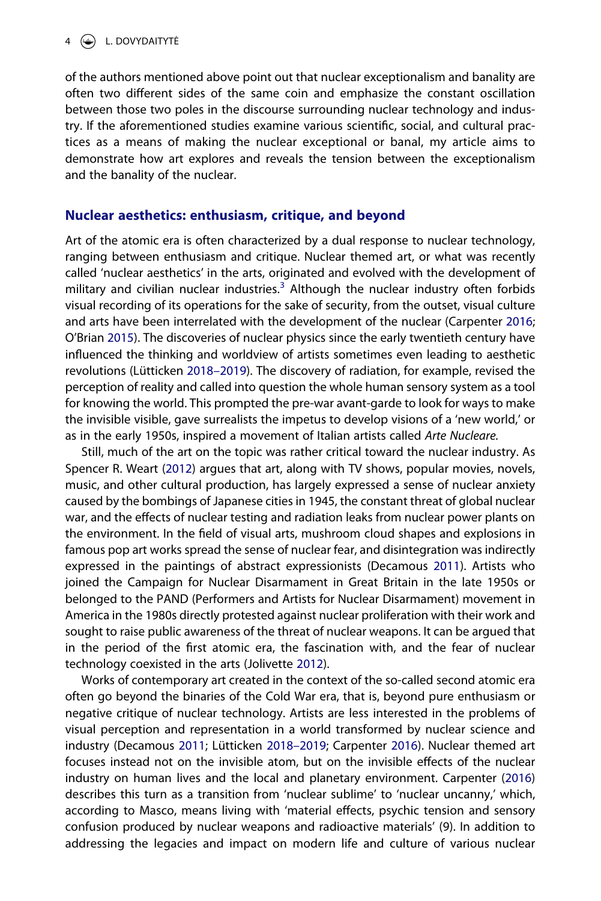of the authors mentioned above point out that nuclear exceptionalism and banality are often two different sides of the same coin and emphasize the constant oscillation between those two poles in the discourse surrounding nuclear technology and industry. If the aforementioned studies examine various scientific, social, and cultural practices as a means of making the nuclear exceptional or banal, my article aims to demonstrate how art explores and reveals the tension between the exceptionalism and the banality of the nuclear.

## Nuclear aesthetics: enthusiasm, critique, and beyond

Art of the atomic era is often characterized by a dual response to nuclear technology, ranging between enthusiasm and critique. Nuclear themed art, or what was recently called 'nuclear aesthetics' in the arts, originated and evolved with the development of military and civilian nuclear industries.[3] Although the nuclear industry often forbids visual recording of its operations for the sake of security, from the outset, visual culture and arts have been interrelated with the development of the nuclear (Carpenter 2016; O'Brian 2015). The discoveries of nuclear physics since the early twentieth century have influenced the thinking and worldview of artists sometimes even leading to aesthetic revolutions (Lütticken 2018–2019). The discovery of radiation, for example, revised the perception of reality and called into question the whole human sensory system as a tool for knowing the world. This prompted the pre-war avant-garde to look for ways to make the invisible visible, gave surrealists the impetus to develop visions of a 'new world,' or as in the early 1950s, inspired a movement of Italian artists called *Arte Nucleare.*

Still, much of the art on the topic was rather critical toward the nuclear industry. As Spencer R. Weart (2012) argues that art, along with TV shows, popular movies, novels, music, and other cultural production, has largely expressed a sense of nuclear anxiety caused by the bombings of Japanese cities in 1945, the constant threat of global nuclear war, and the effects of nuclear testing and radiation leaks from nuclear power plants on the environment. In the field of visual arts, mushroom cloud shapes and explosions in famous pop art works spread the sense of nuclear fear, and disintegration was indirectly expressed in the paintings of abstract expressionists (Decamous 2011). Artists who joined the Campaign for Nuclear Disarmament in Great Britain in the late 1950s or belonged to the PAND (Performers and Artists for Nuclear Disarmament) movement in America in the 1980s directly protested against nuclear proliferation with their work and sought to raise public awareness of the threat of nuclear weapons. It can be argued that in the period of the first atomic era, the fascination with, and the fear of nuclear technology coexisted in the arts (Jolivette 2012).

Works of contemporary art created in the context of the so-called second atomic era often go beyond the binaries of the Cold War era, that is, beyond pure enthusiasm or negative critique of nuclear technology. Artists are less interested in the problems of visual perception and representation in a world transformed by nuclear science and industry (Decamous 2011; Lütticken 2018–2019; Carpenter 2016). Nuclear themed art focuses instead not on the invisible atom, but on the invisible effects of the nuclear industry on human lives and the local and planetary environment. Carpenter (2016) describes this turn as a transition from 'nuclear sublime' to 'nuclear uncanny,' which, according to Masco, means living with 'material effects, psychic tension and sensory confusion produced by nuclear weapons and radioactive materials' (9). In addition to addressing the legacies and impact on modern life and culture of various nuclear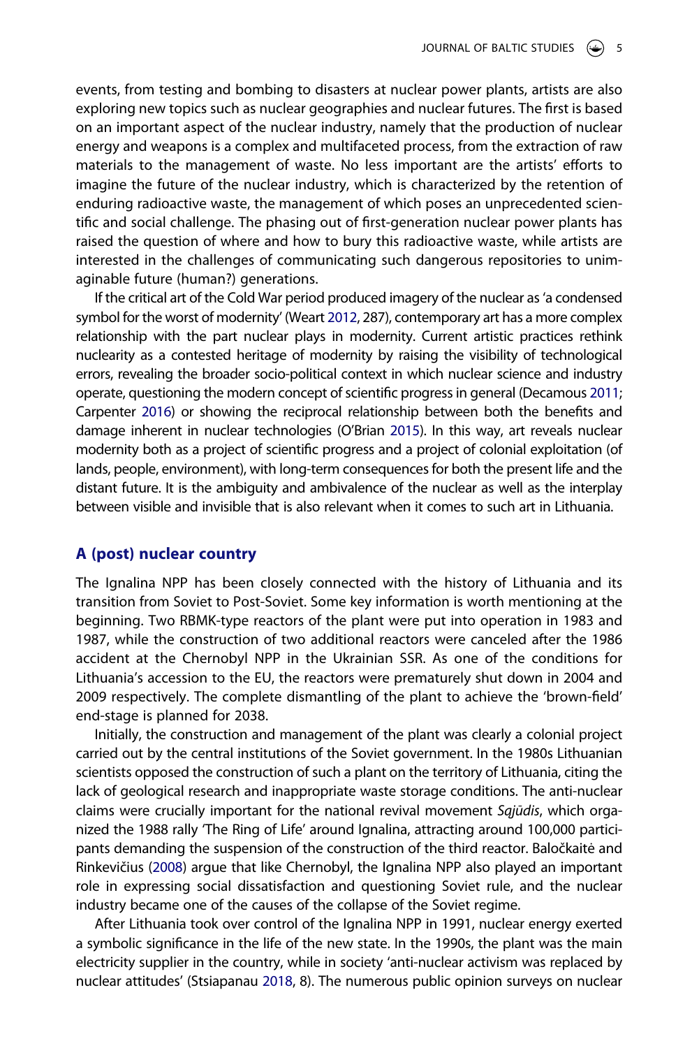events, from testing and bombing to disasters at nuclear power plants, artists are also exploring new topics such as nuclear geographies and nuclear futures. The first is based on an important aspect of the nuclear industry, namely that the production of nuclear energy and weapons is a complex and multifaceted process, from the extraction of raw materials to the management of waste. No less important are the artists' efforts to imagine the future of the nuclear industry, which is characterized by the retention of enduring radioactive waste, the management of which poses an unprecedented scientific and social challenge. The phasing out of first-generation nuclear power plants has raised the question of where and how to bury this radioactive waste, while artists are interested in the challenges of communicating such dangerous repositories to unimaginable future (human?) generations.

If the critical art of the Cold War period produced imagery of the nuclear as 'a condensed symbol for the worst of modernity' (Weart 2012, 287), contemporary art has a more complex relationship with the part nuclear plays in modernity. Current artistic practices rethink nuclearity as a contested heritage of modernity by raising the visibility of technological errors, revealing the broader socio-political context in which nuclear science and industry operate, questioning the modern concept of scientific progress in general (Decamous 2011; Carpenter 2016) or showing the reciprocal relationship between both the benefits and damage inherent in nuclear technologies (O'Brian 2015). In this way, art reveals nuclear modernity both as a project of scientific progress and a project of colonial exploitation (of lands, people, environment), with long-term consequences for both the present life and the distant future. It is the ambiguity and ambivalence of the nuclear as well as the interplay between visible and invisible that is also relevant when it comes to such art in Lithuania.

## A (post) nuclear country

The Ignalina NPP has been closely connected with the history of Lithuania and its transition from Soviet to Post-Soviet. Some key information is worth mentioning at the beginning. Two RBMK-type reactors of the plant were put into operation in 1983 and 1987, while the construction of two additional reactors were canceled after the 1986 accident at the Chernobyl NPP in the Ukrainian SSR. As one of the conditions for Lithuania's accession to the EU, the reactors were prematurely shut down in 2004 and 2009 respectively. The complete dismantling of the plant to achieve the 'brown-field' end-stage is planned for 2038.

Initially, the construction and management of the plant was clearly a colonial project carried out by the central institutions of the Soviet government. In the 1980s Lithuanian scientists opposed the construction of such a plant on the territory of Lithuania, citing the lack of geological research and inappropriate waste storage conditions. The anti-nuclear claims were crucially important for the national revival movement *Sąjūdis*, which organized the 1988 rally 'The Ring of Life' around Ignalina, attracting around 100,000 participants demanding the suspension of the construction of the third reactor. Baločkaitė and Rinkevičius (2008) argue that like Chernobyl, the Ignalina NPP also played an important role in expressing social dissatisfaction and questioning Soviet rule, and the nuclear industry became one of the causes of the collapse of the Soviet regime.

After Lithuania took over control of the Ignalina NPP in 1991, nuclear energy exerted a symbolic significance in the life of the new state. In the 1990s, the plant was the main electricity supplier in the country, while in society 'anti-nuclear activism was replaced by nuclear attitudes' (Stsiapanau 2018, 8). The numerous public opinion surveys on nuclear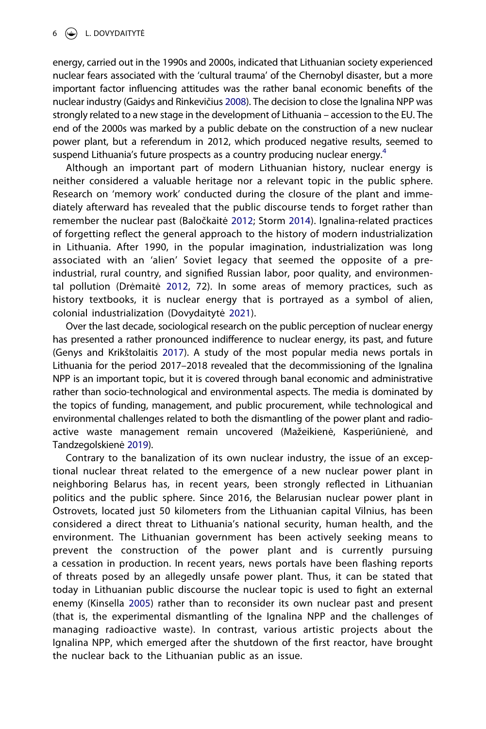energy, carried out in the 1990s and 2000s, indicated that Lithuanian society experienced nuclear fears associated with the 'cultural trauma' of the Chernobyl disaster, but a more important factor influencing attitudes was the rather banal economic benefits of the nuclear industry (Gaidys and Rinkevičius 2008). The decision to close the Ignalina NPP was strongly related to a new stage in the development of Lithuania – accession to the EU. The end of the 2000s was marked by a public debate on the construction of a new nuclear power plant, but a referendum in 2012, which produced negative results, seemed to suspend Lithuania's future prospects as a country producing nuclear energy.[4]

Although an important part of modern Lithuanian history, nuclear energy is neither considered a valuable heritage nor a relevant topic in the public sphere. Research on 'memory work' conducted during the closure of the plant and immediately afterward has revealed that the public discourse tends to forget rather than remember the nuclear past (Baločkaitė 2012; Storm 2014). Ignalina-related practices of forgetting reflect the general approach to the history of modern industrialization in Lithuania. After 1990, in the popular imagination, industrialization was long associated with an 'alien' Soviet legacy that seemed the opposite of a pre-industrial, rural country, and signified Russian labor, poor quality, and environmental pollution (Drėmaitė 2012, 72). In some areas of memory practices, such as history textbooks, it is nuclear energy that is portrayed as a symbol of alien, colonial industrialization (Dovydaitytė 2021).

Over the last decade, sociological research on the public perception of nuclear energy has presented a rather pronounced indifference to nuclear energy, its past, and future (Genys and Krikštolaitis 2017). A study of the most popular media news portals in Lithuania for the period 2017–2018 revealed that the decommissioning of the Ignalina NPP is an important topic, but it is covered through banal economic and administrative rather than socio-technological and environmental aspects. The media is dominated by the topics of funding, management, and public procurement, while technological and environmental challenges related to both the dismantling of the power plant and radioactive waste management remain uncovered (Mažeikienė, Kasperiūnienė, and Tandzegolskienė 2019).

Contrary to the banalization of its own nuclear industry, the issue of an exceptional nuclear threat related to the emergence of a new nuclear power plant in neighboring Belarus has, in recent years, been strongly reflected in Lithuanian politics and the public sphere. Since 2016, the Belarusian nuclear power plant in Ostrovets, located just 50 kilometers from the Lithuanian capital Vilnius, has been considered a direct threat to Lithuania's national security, human health, and the environment. The Lithuanian government has been actively seeking means to prevent the construction of the power plant and is currently pursuing a cessation in production. In recent years, news portals have been flashing reports of threats posed by an allegedly unsafe power plant. Thus, it can be stated that today in Lithuanian public discourse the nuclear topic is used to fight an external enemy (Kinsella 2005) rather than to reconsider its own nuclear past and present (that is, the experimental dismantling of the Ignalina NPP and the challenges of managing radioactive waste). In contrast, various artistic projects about the Ignalina NPP, which emerged after the shutdown of the first reactor, have brought the nuclear back to the Lithuanian public as an issue.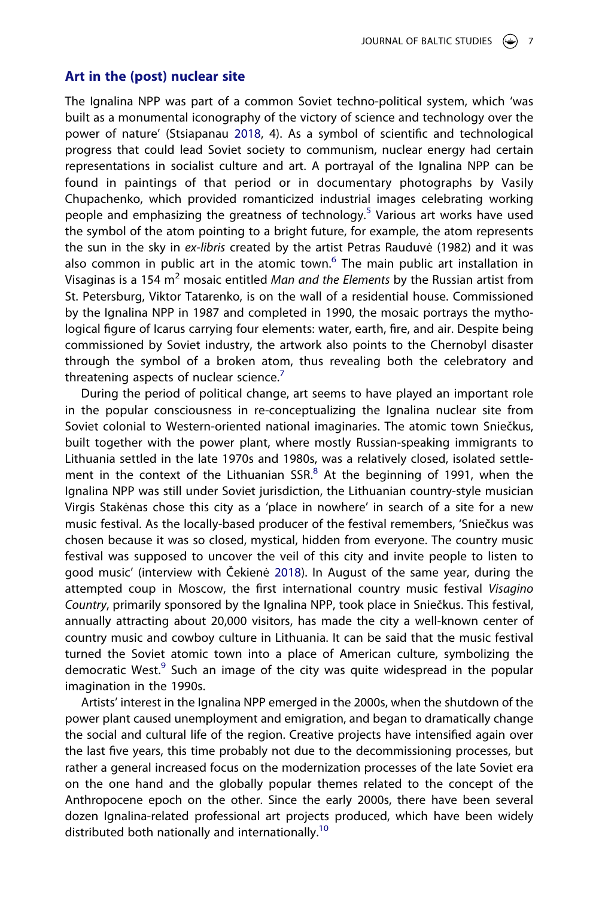## Art in the (post) nuclear site

The Ignalina NPP was part of a common Soviet techno-political system, which 'was built as a monumental iconography of the victory of science and technology over the power of nature' (Stsiapanau 2018, 4). As a symbol of scientific and technological progress that could lead Soviet society to communism, nuclear energy had certain representations in socialist culture and art. A portrayal of the Ignalina NPP can be found in paintings of that period or in documentary photographs by Vasily Chupachenko, which provided romanticized industrial images celebrating working people and emphasizing the greatness of technology.[5] Various art works have used the symbol of the atom pointing to a bright future, for example, the atom represents the sun in the sky in *ex-libris* created by the artist Petras Rauduvė (1982) and it was also common in public art in the atomic town.[6] The main public art installation in Visaginas is a 154 m$^2$ mosaic entitled *Man and the Elements* by the Russian artist from St. Petersburg, Viktor Tatarenko, is on the wall of a residential house. Commissioned by the Ignalina NPP in 1987 and completed in 1990, the mosaic portrays the mythological figure of Icarus carrying four elements: water, earth, fire, and air. Despite being commissioned by Soviet industry, the artwork also points to the Chernobyl disaster through the symbol of a broken atom, thus revealing both the celebratory and threatening aspects of nuclear science.[7]

During the period of political change, art seems to have played an important role in the popular consciousness in re-conceptualizing the Ignalina nuclear site from Soviet colonial to Western-oriented national imaginaries. The atomic town Sniečkus, built together with the power plant, where mostly Russian-speaking immigrants to Lithuania settled in the late 1970s and 1980s, was a relatively closed, isolated settlement in the context of the Lithuanian SSR.[8] At the beginning of 1991, when the Ignalina NPP was still under Soviet jurisdiction, the Lithuanian country-style musician Virgis Stakėnas chose this city as a 'place in nowhere' in search of a site for a new music festival. As the locally-based producer of the festival remembers, 'Sniečkus was chosen because it was so closed, mystical, hidden from everyone. The country music festival was supposed to uncover the veil of this city and invite people to listen to good music' (interview with Čekienė 2018). In August of the same year, during the attempted coup in Moscow, the first international country music festival *Visagino Country*, primarily sponsored by the Ignalina NPP, took place in Sniečkus. This festival, annually attracting about 20,000 visitors, has made the city a well-known center of country music and cowboy culture in Lithuania. It can be said that the music festival turned the Soviet atomic town into a place of American culture, symbolizing the democratic West.[9] Such an image of the city was quite widespread in the popular imagination in the 1990s.

Artists' interest in the Ignalina NPP emerged in the 2000s, when the shutdown of the power plant caused unemployment and emigration, and began to dramatically change the social and cultural life of the region. Creative projects have intensified again over the last five years, this time probably not due to the decommissioning processes, but rather a general increased focus on the modernization processes of the late Soviet era on the one hand and the globally popular themes related to the concept of the Anthropocene epoch on the other. Since the early 2000s, there have been several dozen Ignalina-related professional art projects produced, which have been widely distributed both nationally and internationally.[10]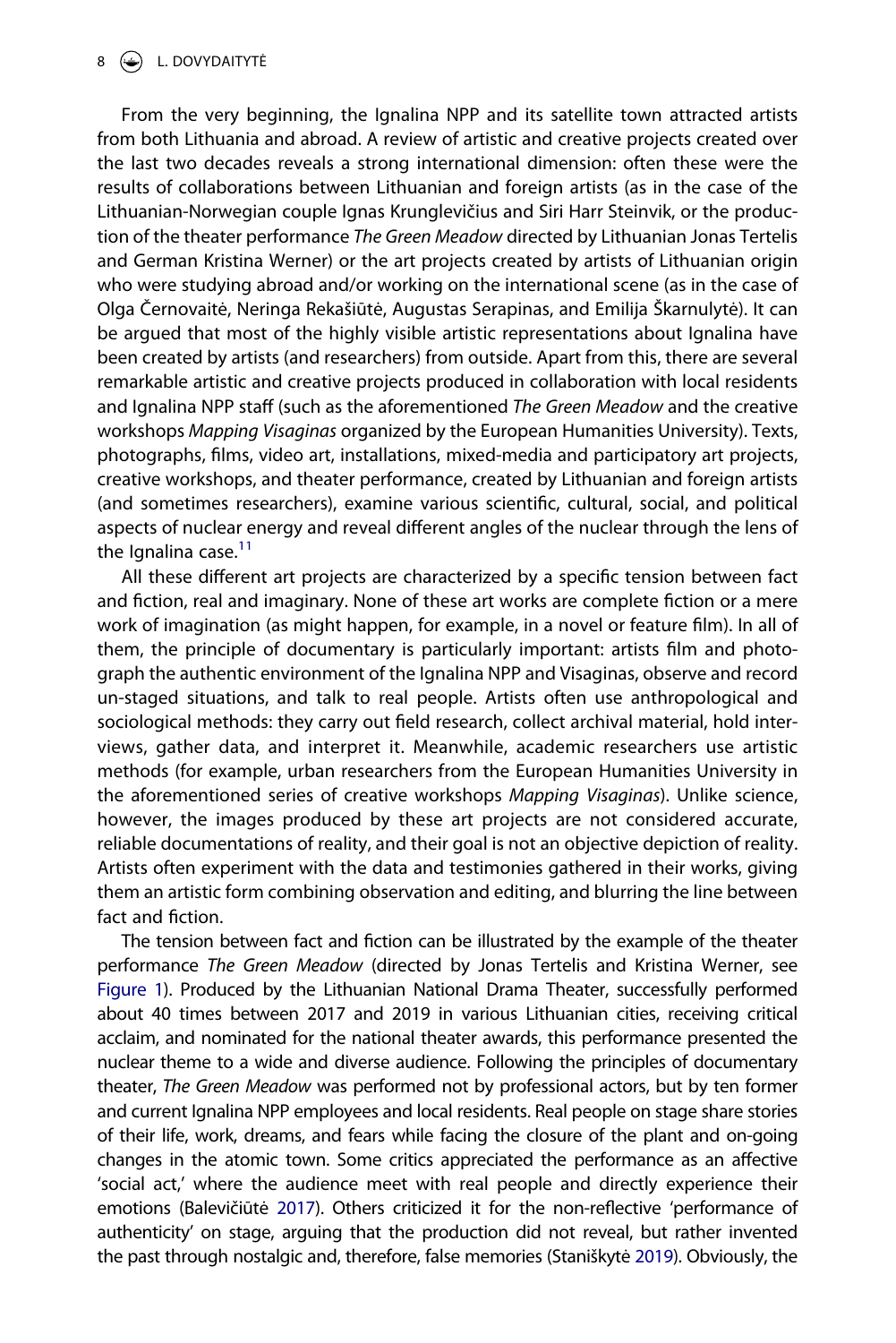From the very beginning, the Ignalina NPP and its satellite town attracted artists from both Lithuania and abroad. A review of artistic and creative projects created over the last two decades reveals a strong international dimension: often these were the results of collaborations between Lithuanian and foreign artists (as in the case of the Lithuanian-Norwegian couple Ignas Krunglevičius and Siri Harr Steinvik, or the production of the theater performance *The Green Meadow* directed by Lithuanian Jonas Tertelis and German Kristina Werner) or the art projects created by artists of Lithuanian origin who were studying abroad and/or working on the international scene (as in the case of Olga Černovaitė, Neringa Rekašiūtė, Augustas Serapinas, and Emilija Škarnulytė). It can be argued that most of the highly visible artistic representations about Ignalina have been created by artists (and researchers) from outside. Apart from this, there are several remarkable artistic and creative projects produced in collaboration with local residents and Ignalina NPP staff (such as the aforementioned *The Green Meadow* and the creative workshops *Mapping Visaginas* organized by the European Humanities University). Texts, photographs, films, video art, installations, mixed-media and participatory art projects, creative workshops, and theater performance, created by Lithuanian and foreign artists (and sometimes researchers), examine various scientific, cultural, social, and political aspects of nuclear energy and reveal different angles of the nuclear through the lens of the Ignalina case.[11]

All these different art projects are characterized by a specific tension between fact and fiction, real and imaginary. None of these art works are complete fiction or a mere work of imagination (as might happen, for example, in a novel or feature film). In all of them, the principle of documentary is particularly important: artists film and photograph the authentic environment of the Ignalina NPP and Visaginas, observe and record un-staged situations, and talk to real people. Artists often use anthropological and sociological methods: they carry out field research, collect archival material, hold interviews, gather data, and interpret it. Meanwhile, academic researchers use artistic methods (for example, urban researchers from the European Humanities University in the aforementioned series of creative workshops *Mapping Visaginas*). Unlike science, however, the images produced by these art projects are not considered accurate, reliable documentations of reality, and their goal is not an objective depiction of reality. Artists often experiment with the data and testimonies gathered in their works, giving them an artistic form combining observation and editing, and blurring the line between fact and fiction.

The tension between fact and fiction can be illustrated by the example of the theater performance *The Green Meadow* (directed by Jonas Tertelis and Kristina Werner, see Figure 1). Produced by the Lithuanian National Drama Theater, successfully performed about 40 times between 2017 and 2019 in various Lithuanian cities, receiving critical acclaim, and nominated for the national theater awards, this performance presented the nuclear theme to a wide and diverse audience. Following the principles of documentary theater, *The Green Meadow* was performed not by professional actors, but by ten former and current Ignalina NPP employees and local residents. Real people on stage share stories of their life, work, dreams, and fears while facing the closure of the plant and on-going changes in the atomic town. Some critics appreciated the performance as an affective 'social act,' where the audience meet with real people and directly experience their emotions (Balevičiūtė 2017). Others criticized it for the non-reflective 'performance of authenticity' on stage, arguing that the production did not reveal, but rather invented the past through nostalgic and, therefore, false memories (Staniškytė 2019). Obviously, the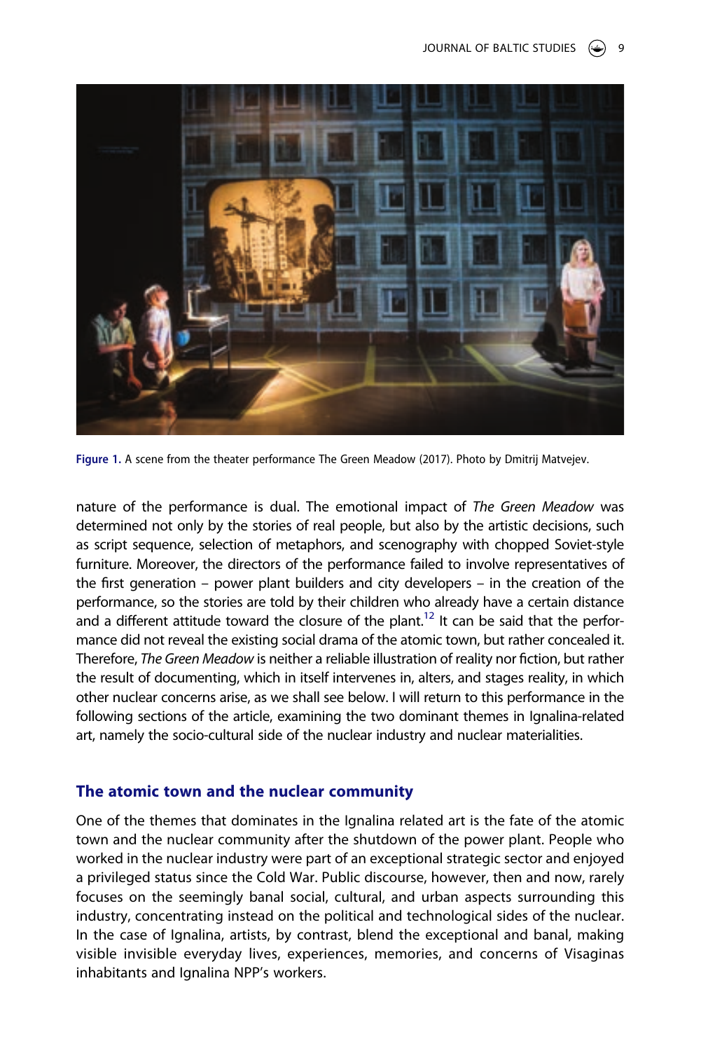Figure 1. A scene from the theater performance The Green Meadow (2017). Photo by Dmitrij Matvejev.

nature of the performance is dual. The emotional impact of *The Green Meadow* was determined not only by the stories of real people, but also by the artistic decisions, such as script sequence, selection of metaphors, and scenography with chopped Soviet-style furniture. Moreover, the directors of the performance failed to involve representatives of the first generation – power plant builders and city developers – in the creation of the performance, so the stories are told by their children who already have a certain distance and a different attitude toward the closure of the plant.[12] It can be said that the performance did not reveal the existing social drama of the atomic town, but rather concealed it. Therefore, *The Green Meadow* is neither a reliable illustration of reality nor fiction, but rather the result of documenting, which in itself intervenes in, alters, and stages reality, in which other nuclear concerns arise, as we shall see below. I will return to this performance in the following sections of the article, examining the two dominant themes in Ignalina-related art, namely the socio-cultural side of the nuclear industry and nuclear materialities.

## The atomic town and the nuclear community

One of the themes that dominates in the Ignalina related art is the fate of the atomic town and the nuclear community after the shutdown of the power plant. People who worked in the nuclear industry were part of an exceptional strategic sector and enjoyed a privileged status since the Cold War. Public discourse, however, then and now, rarely focuses on the seemingly banal social, cultural, and urban aspects surrounding this industry, concentrating instead on the political and technological sides of the nuclear. In the case of Ignalina, artists, by contrast, blend the exceptional and banal, making visible invisible everyday lives, experiences, memories, and concerns of Visaginas inhabitants and Ignalina NPP's workers.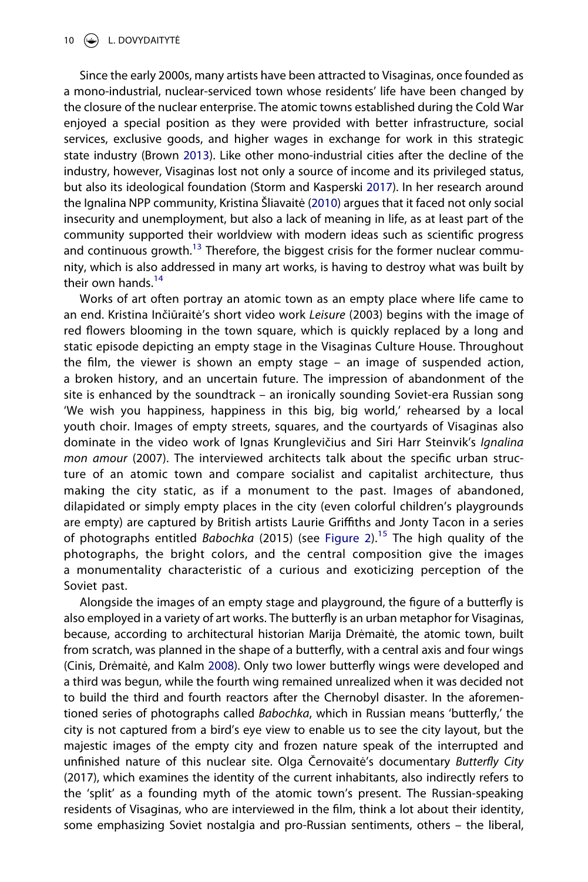Since the early 2000s, many artists have been attracted to Visaginas, once founded as a mono-industrial, nuclear-serviced town whose residents' life have been changed by the closure of the nuclear enterprise. The atomic towns established during the Cold War enjoyed a special position as they were provided with better infrastructure, social services, exclusive goods, and higher wages in exchange for work in this strategic state industry (Brown 2013). Like other mono-industrial cities after the decline of the industry, however, Visaginas lost not only a source of income and its privileged status, but also its ideological foundation (Storm and Kasperski 2017). In her research around the Ignalina NPP community, Kristina Šliavaitė (2010) argues that it faced not only social insecurity and unemployment, but also a lack of meaning in life, as at least part of the community supported their worldview with modern ideas such as scientific progress and continuous growth.[13] Therefore, the biggest crisis for the former nuclear community, which is also addressed in many art works, is having to destroy what was built by their own hands.[14]

Works of art often portray an atomic town as an empty place where life came to an end. Kristina Inčiūraitė's short video work *Leisure* (2003) begins with the image of red flowers blooming in the town square, which is quickly replaced by a long and static episode depicting an empty stage in the Visaginas Culture House. Throughout the film, the viewer is shown an empty stage – an image of suspended action, a broken history, and an uncertain future. The impression of abandonment of the site is enhanced by the soundtrack – an ironically sounding Soviet-era Russian song 'We wish you happiness, happiness in this big, big world,' rehearsed by a local youth choir. Images of empty streets, squares, and the courtyards of Visaginas also dominate in the video work of Ignas Krunglevičius and Siri Harr Steinvik's *Ignalina mon amour* (2007). The interviewed architects talk about the specific urban structure of an atomic town and compare socialist and capitalist architecture, thus making the city static, as if a monument to the past. Images of abandoned, dilapidated or simply empty places in the city (even colorful children's playgrounds are empty) are captured by British artists Laurie Griffiths and Jonty Tacon in a series of photographs entitled *Babochka* (2015) (see Figure 2).[15] The high quality of the photographs, the bright colors, and the central composition give the images a monumentality characteristic of a curious and exoticizing perception of the Soviet past.

Alongside the images of an empty stage and playground, the figure of a butterfly is also employed in a variety of art works. The butterfly is an urban metaphor for Visaginas, because, according to architectural historian Marija Drėmaitė, the atomic town, built from scratch, was planned in the shape of a butterfly, with a central axis and four wings (Cinis, Drėmaitė, and Kalm 2008). Only two lower butterfly wings were developed and a third was begun, while the fourth wing remained unrealized when it was decided not to build the third and fourth reactors after the Chernobyl disaster. In the aforementioned series of photographs called *Babochka*, which in Russian means 'butterfly,' the city is not captured from a bird's eye view to enable us to see the city layout, but the majestic images of the empty city and frozen nature speak of the interrupted and unfinished nature of this nuclear site. Olga Černovaitė's documentary *Butterfly City* (2017), which examines the identity of the current inhabitants, also indirectly refers to the 'split' as a founding myth of the atomic town's present. The Russian-speaking residents of Visaginas, who are interviewed in the film, think a lot about their identity, some emphasizing Soviet nostalgia and pro-Russian sentiments, others – the liberal,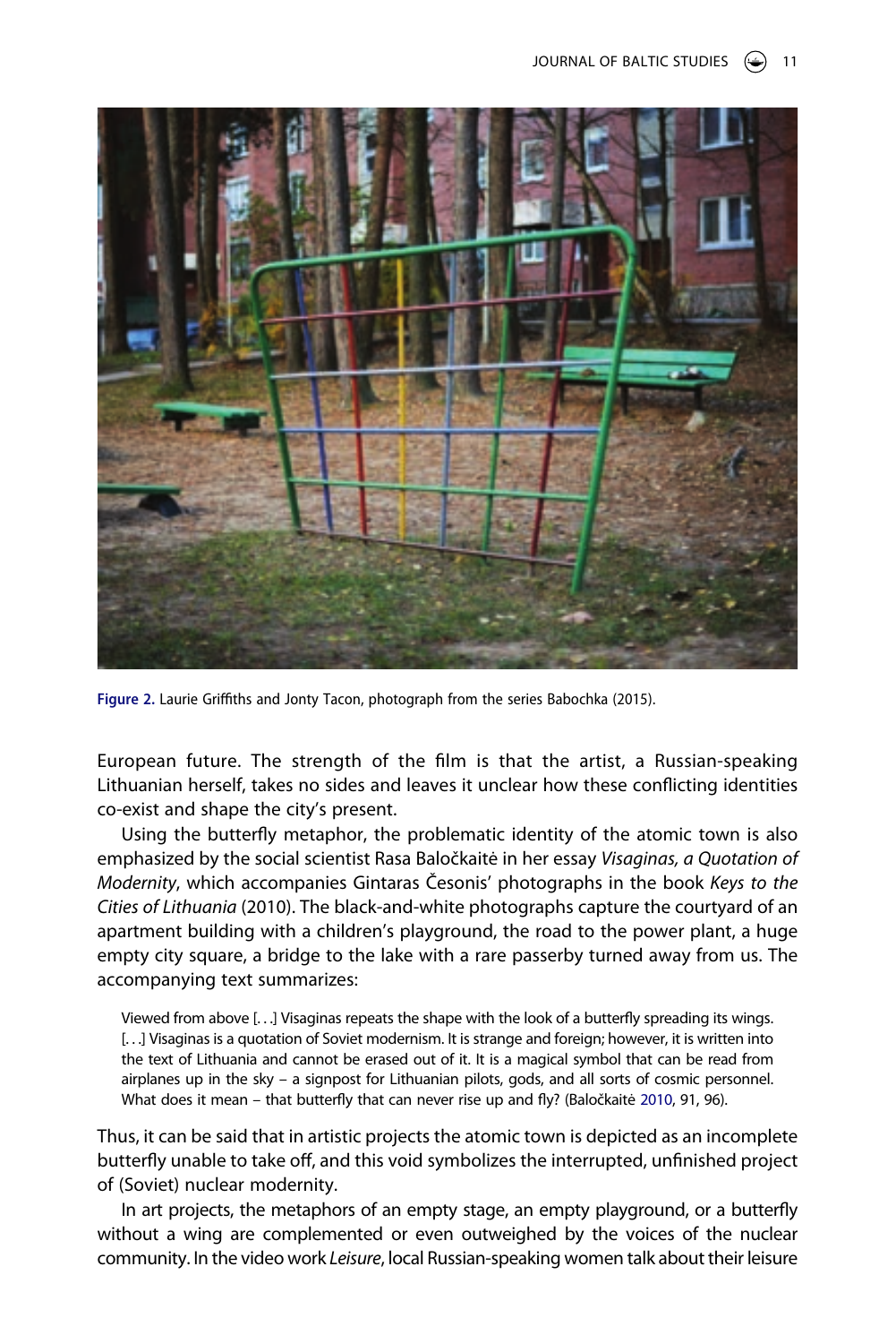Figure 2. Laurie Griffiths and Jonty Tacon, photograph from the series Babochka (2015).

European future. The strength of the film is that the artist, a Russian-speaking Lithuanian herself, takes no sides and leaves it unclear how these conflicting identities co-exist and shape the city's present.

Using the butterfly metaphor, the problematic identity of the atomic town is also emphasized by the social scientist Rasa Baločkaitė in her essay *Visaginas, a Quotation of Modernity*, which accompanies Gintaras Česonis' photographs in the book *Keys to the Cities of Lithuania* (2010). The black-and-white photographs capture the courtyard of an apartment building with a children's playground, the road to the power plant, a huge empty city square, a bridge to the lake with a rare passerby turned away from us. The accompanying text summarizes:

> Viewed from above [. . .] Visaginas repeats the shape with the look of a butterfly spreading its wings. [. . .] Visaginas is a quotation of Soviet modernism. It is strange and foreign; however, it is written into the text of Lithuania and cannot be erased out of it. It is a magical symbol that can be read from airplanes up in the sky – a signpost for Lithuanian pilots, gods, and all sorts of cosmic personnel. What does it mean – that butterfly that can never rise up and fly? (Baločkaitė 2010, 91, 96).

Thus, it can be said that in artistic projects the atomic town is depicted as an incomplete butterfly unable to take off, and this void symbolizes the interrupted, unfinished project of (Soviet) nuclear modernity.

In art projects, the metaphors of an empty stage, an empty playground, or a butterfly without a wing are complemented or even outweighed by the voices of the nuclear community. In the video work *Leisure*, local Russian-speaking women talk about their leisure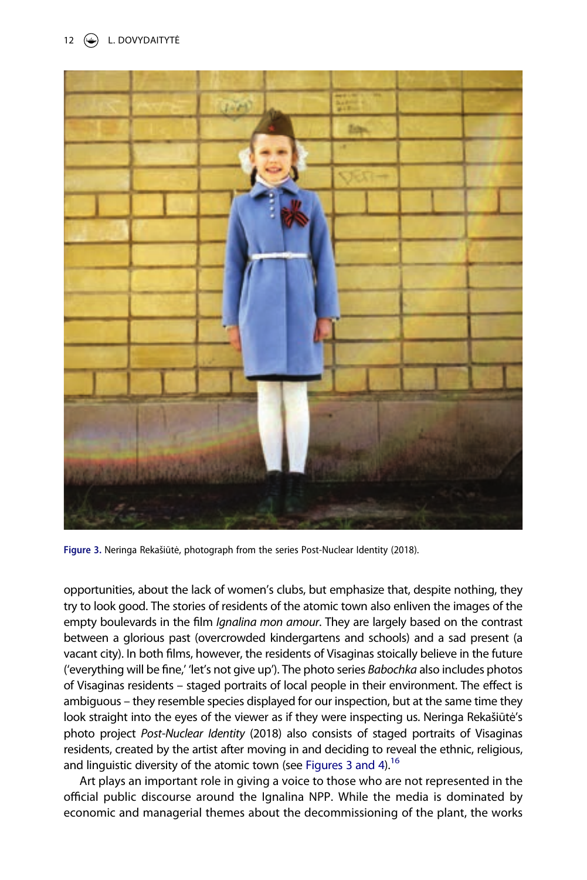Figure 3. Neringa Rekašiūtė, photograph from the series Post-Nuclear Identity (2018).

opportunities, about the lack of women's clubs, but emphasize that, despite nothing, they try to look good. The stories of residents of the atomic town also enliven the images of the empty boulevards in the film *Ignalina mon amour*. They are largely based on the contrast between a glorious past (overcrowded kindergartens and schools) and a sad present (a vacant city). In both films, however, the residents of Visaginas stoically believe in the future ('everything will be fine,' 'let's not give up'). The photo series *Babochka* also includes photos of Visaginas residents – staged portraits of local people in their environment. The effect is ambiguous – they resemble species displayed for our inspection, but at the same time they look straight into the eyes of the viewer as if they were inspecting us. Neringa Rekašiūtė's photo project *Post-Nuclear Identity* (2018) also consists of staged portraits of Visaginas residents, created by the artist after moving in and deciding to reveal the ethnic, religious, and linguistic diversity of the atomic town (see Figures 3 and 4).[16]

Art plays an important role in giving a voice to those who are not represented in the official public discourse around the Ignalina NPP. While the media is dominated by economic and managerial themes about the decommissioning of the plant, the works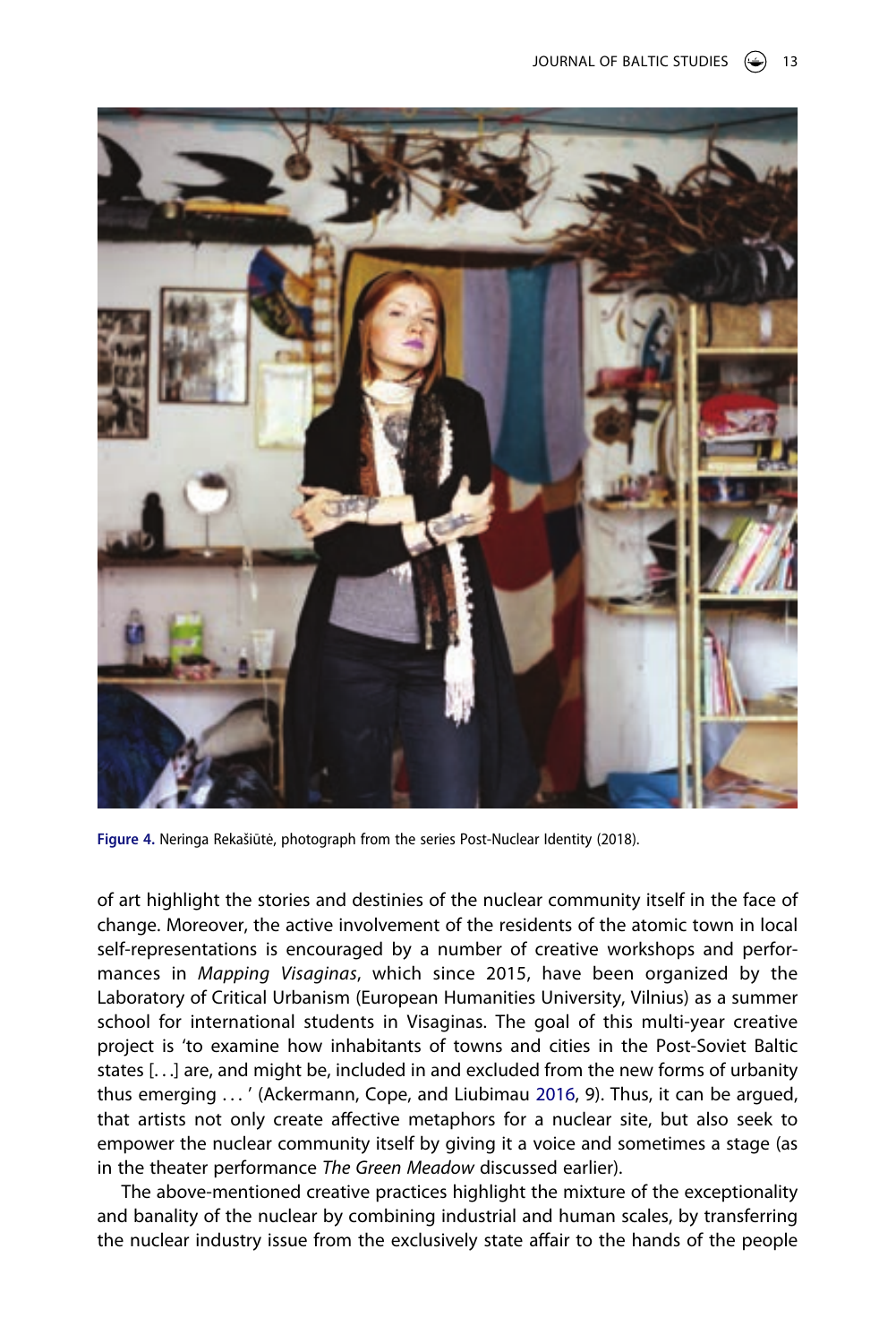Figure 4. Neringa Rekašiūtė, photograph from the series Post-Nuclear Identity (2018).

of art highlight the stories and destinies of the nuclear community itself in the face of change. Moreover, the active involvement of the residents of the atomic town in local self-representations is encouraged by a number of creative workshops and performances in *Mapping Visaginas*, which since 2015, have been organized by the Laboratory of Critical Urbanism (European Humanities University, Vilnius) as a summer school for international students in Visaginas. The goal of this multi-year creative project is 'to examine how inhabitants of towns and cities in the Post-Soviet Baltic states [. . .] are, and might be, included in and excluded from the new forms of urbanity thus emerging . . . ' (Ackermann, Cope, and Liubimau 2016, 9). Thus, it can be argued, that artists not only create affective metaphors for a nuclear site, but also seek to empower the nuclear community itself by giving it a voice and sometimes a stage (as in the theater performance *The Green Meadow* discussed earlier).

The above-mentioned creative practices highlight the mixture of the exceptionality and banality of the nuclear by combining industrial and human scales, by transferring the nuclear industry issue from the exclusively state affair to the hands of the people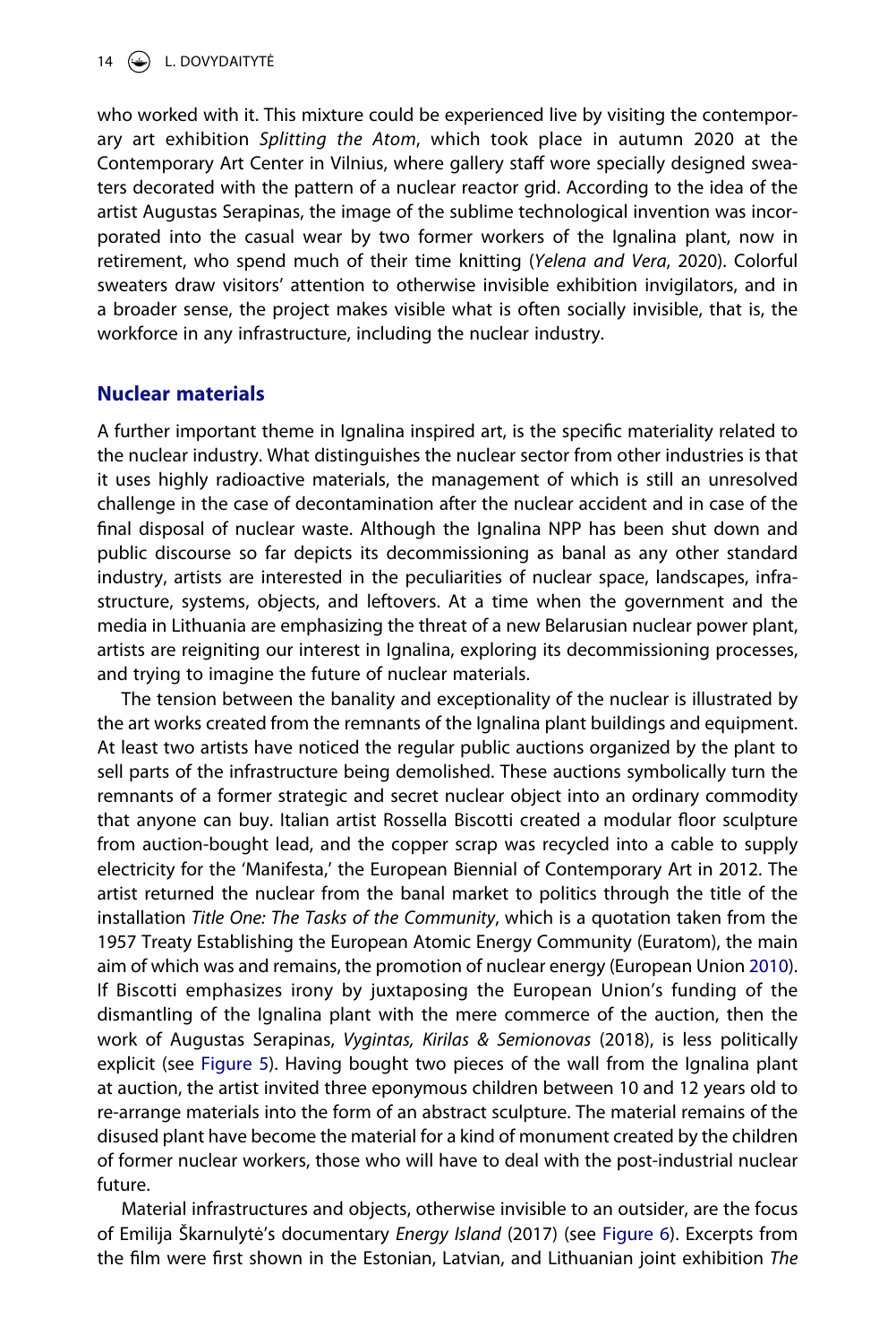who worked with it. This mixture could be experienced live by visiting the contemporary art exhibition *Splitting the Atom*, which took place in autumn 2020 at the Contemporary Art Center in Vilnius, where gallery staff wore specially designed sweaters decorated with the pattern of a nuclear reactor grid. According to the idea of the artist Augustas Serapinas, the image of the sublime technological invention was incorporated into the casual wear by two former workers of the Ignalina plant, now in retirement, who spend much of their time knitting (*Yelena and Vera*, 2020). Colorful sweaters draw visitors' attention to otherwise invisible exhibition invigilators, and in a broader sense, the project makes visible what is often socially invisible, that is, the workforce in any infrastructure, including the nuclear industry.

## Nuclear materials

A further important theme in Ignalina inspired art, is the specific materiality related to the nuclear industry. What distinguishes the nuclear sector from other industries is that it uses highly radioactive materials, the management of which is still an unresolved challenge in the case of decontamination after the nuclear accident and in case of the final disposal of nuclear waste. Although the Ignalina NPP has been shut down and public discourse so far depicts its decommissioning as banal as any other standard industry, artists are interested in the peculiarities of nuclear space, landscapes, infrastructure, systems, objects, and leftovers. At a time when the government and the media in Lithuania are emphasizing the threat of a new Belarusian nuclear power plant, artists are reigniting our interest in Ignalina, exploring its decommissioning processes, and trying to imagine the future of nuclear materials.

The tension between the banality and exceptionality of the nuclear is illustrated by the art works created from the remnants of the Ignalina plant buildings and equipment. At least two artists have noticed the regular public auctions organized by the plant to sell parts of the infrastructure being demolished. These auctions symbolically turn the remnants of a former strategic and secret nuclear object into an ordinary commodity that anyone can buy. Italian artist Rossella Biscotti created a modular floor sculpture from auction-bought lead, and the copper scrap was recycled into a cable to supply electricity for the 'Manifesta,' the European Biennial of Contemporary Art in 2012. The artist returned the nuclear from the banal market to politics through the title of the installation *Title One: The Tasks of the Community*, which is a quotation taken from the 1957 Treaty Establishing the European Atomic Energy Community (Euratom), the main aim of which was and remains, the promotion of nuclear energy (European Union 2010). If Biscotti emphasizes irony by juxtaposing the European Union's funding of the dismantling of the Ignalina plant with the mere commerce of the auction, then the work of Augustas Serapinas, *Vygintas, Kirilas & Semionovas* (2018), is less politically explicit (see Figure 5). Having bought two pieces of the wall from the Ignalina plant at auction, the artist invited three eponymous children between 10 and 12 years old to re-arrange materials into the form of an abstract sculpture. The material remains of the disused plant have become the material for a kind of monument created by the children of former nuclear workers, those who will have to deal with the post-industrial nuclear future.

Material infrastructures and objects, otherwise invisible to an outsider, are the focus of Emilija Škarnulytė's documentary *Energy Island* (2017) (see Figure 6). Excerpts from the film were first shown in the Estonian, Latvian, and Lithuanian joint exhibition *The*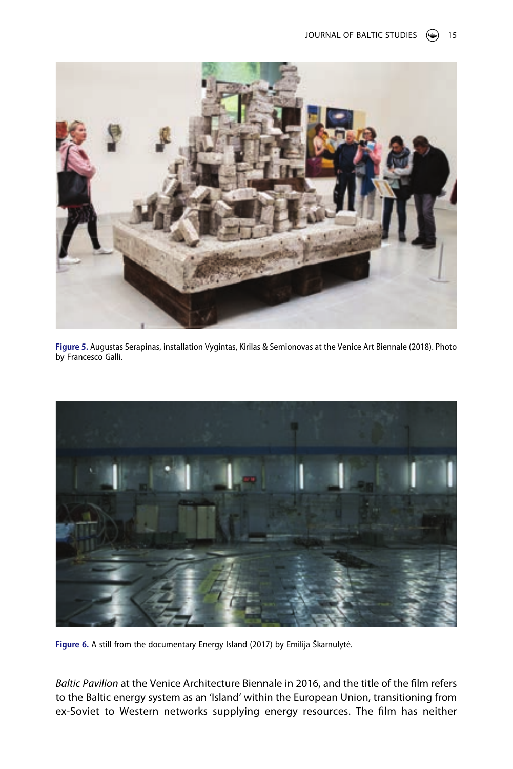Figure 5. Augustas Serapinas, installation Vygintas, Kirilas & Semionovas at the Venice Art Biennale (2018). Photo by Francesco Galli.

Figure 6. A still from the documentary Energy Island (2017) by Emilija Škarnulytė.

*Baltic Pavilion* at the Venice Architecture Biennale in 2016, and the title of the film refers to the Baltic energy system as an 'Island' within the European Union, transitioning from ex-Soviet to Western networks supplying energy resources. The film has neither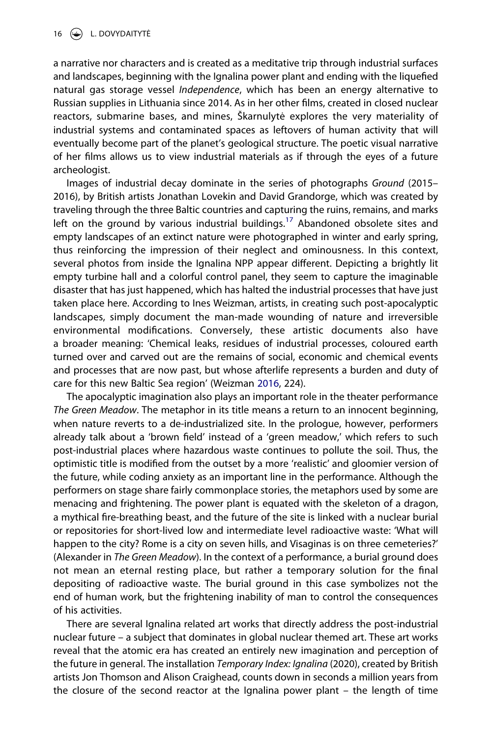a narrative nor characters and is created as a meditative trip through industrial surfaces and landscapes, beginning with the Ignalina power plant and ending with the liquefied natural gas storage vessel *Independence*, which has been an energy alternative to Russian supplies in Lithuania since 2014. As in her other films, created in closed nuclear reactors, submarine bases, and mines, Škarnulytė explores the very materiality of industrial systems and contaminated spaces as leftovers of human activity that will eventually become part of the planet's geological structure. The poetic visual narrative of her films allows us to view industrial materials as if through the eyes of a future archeologist.

Images of industrial decay dominate in the series of photographs *Ground* (2015–2016), by British artists Jonathan Lovekin and David Grandorge, which was created by traveling through the three Baltic countries and capturing the ruins, remains, and marks left on the ground by various industrial buildings.[17] Abandoned obsolete sites and empty landscapes of an extinct nature were photographed in winter and early spring, thus reinforcing the impression of their neglect and ominousness. In this context, several photos from inside the Ignalina NPP appear different. Depicting a brightly lit empty turbine hall and a colorful control panel, they seem to capture the imaginable disaster that has just happened, which has halted the industrial processes that have just taken place here. According to Ines Weizman, artists, in creating such post-apocalyptic landscapes, simply document the man-made wounding of nature and irreversible environmental modifications. Conversely, these artistic documents also have a broader meaning: 'Chemical leaks, residues of industrial processes, coloured earth turned over and carved out are the remains of social, economic and chemical events and processes that are now past, but whose afterlife represents a burden and duty of care for this new Baltic Sea region' (Weizman 2016, 224).

The apocalyptic imagination also plays an important role in the theater performance *The Green Meadow*. The metaphor in its title means a return to an innocent beginning, when nature reverts to a de-industrialized site. In the prologue, however, performers already talk about a 'brown field' instead of a 'green meadow,' which refers to such post-industrial places where hazardous waste continues to pollute the soil. Thus, the optimistic title is modified from the outset by a more 'realistic' and gloomier version of the future, while coding anxiety as an important line in the performance. Although the performers on stage share fairly commonplace stories, the metaphors used by some are menacing and frightening. The power plant is equated with the skeleton of a dragon, a mythical fire-breathing beast, and the future of the site is linked with a nuclear burial or repositories for short-lived low and intermediate level radioactive waste: 'What will happen to the city? Rome is a city on seven hills, and Visaginas is on three cemeteries?' (Alexander in *The Green Meadow*). In the context of a performance, a burial ground does not mean an eternal resting place, but rather a temporary solution for the final depositing of radioactive waste. The burial ground in this case symbolizes not the end of human work, but the frightening inability of man to control the consequences of his activities.

There are several Ignalina related art works that directly address the post-industrial nuclear future – a subject that dominates in global nuclear themed art. These art works reveal that the atomic era has created an entirely new imagination and perception of the future in general. The installation *Temporary Index: Ignalina* (2020), created by British artists Jon Thomson and Alison Craighead, counts down in seconds a million years from the closure of the second reactor at the Ignalina power plant – the length of time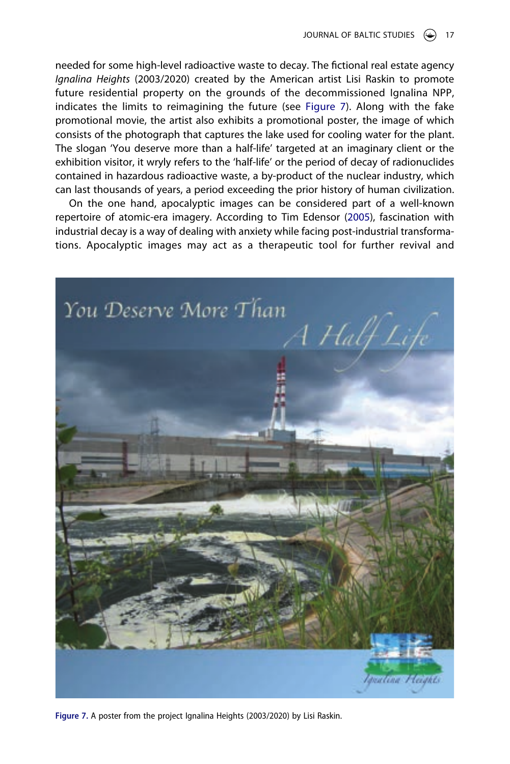needed for some high-level radioactive waste to decay. The fictional real estate agency *Ignalina Heights* (2003/2020) created by the American artist Lisi Raskin to promote future residential property on the grounds of the decommissioned Ignalina NPP, indicates the limits to reimagining the future (see Figure 7). Along with the fake promotional movie, the artist also exhibits a promotional poster, the image of which consists of the photograph that captures the lake used for cooling water for the plant. The slogan 'You deserve more than a half-life' targeted at an imaginary client or the exhibition visitor, it wryly refers to the 'half-life' or the period of decay of radionuclides contained in hazardous radioactive waste, a by-product of the nuclear industry, which can last thousands of years, a period exceeding the prior history of human civilization.

On the one hand, apocalyptic images can be considered part of a well-known repertoire of atomic-era imagery. According to Tim Edensor (2005), fascination with industrial decay is a way of dealing with anxiety while facing post-industrial transformations. Apocalyptic images may act as a therapeutic tool for further revival and

**Figure 7.** A poster from the project Ignalina Heights (2003/2020) by Lisi Raskin.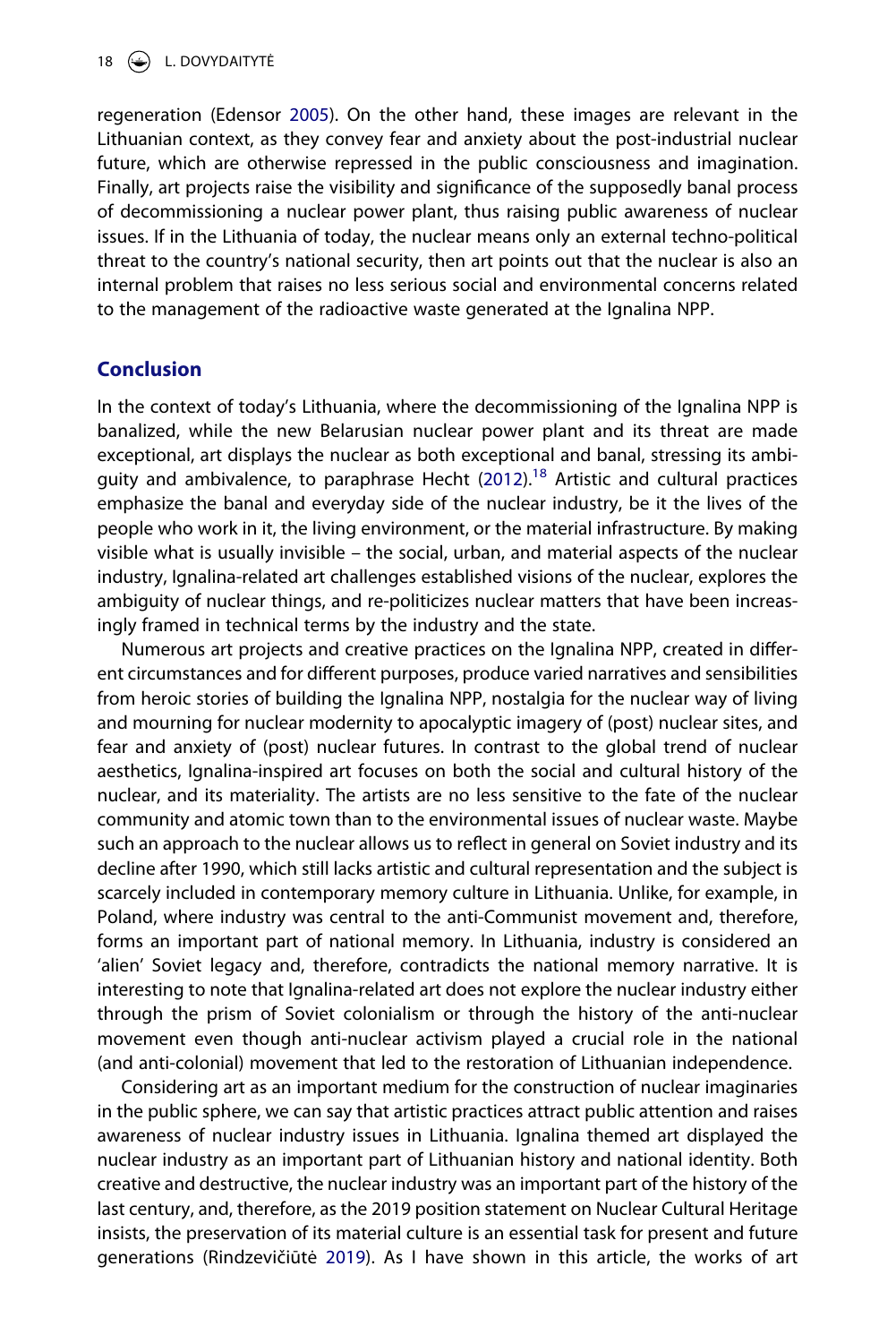regeneration (Edensor 2005). On the other hand, these images are relevant in the Lithuanian context, as they convey fear and anxiety about the post-industrial nuclear future, which are otherwise repressed in the public consciousness and imagination. Finally, art projects raise the visibility and significance of the supposedly banal process of decommissioning a nuclear power plant, thus raising public awareness of nuclear issues. If in the Lithuania of today, the nuclear means only an external techno-political threat to the country's national security, then art points out that the nuclear is also an internal problem that raises no less serious social and environmental concerns related to the management of the radioactive waste generated at the Ignalina NPP.

## Conclusion

In the context of today's Lithuania, where the decommissioning of the Ignalina NPP is banalized, while the new Belarusian nuclear power plant and its threat are made exceptional, art displays the nuclear as both exceptional and banal, stressing its ambiguity and ambivalence, to paraphrase Hecht (2012).[18] Artistic and cultural practices emphasize the banal and everyday side of the nuclear industry, be it the lives of the people who work in it, the living environment, or the material infrastructure. By making visible what is usually invisible – the social, urban, and material aspects of the nuclear industry, Ignalina-related art challenges established visions of the nuclear, explores the ambiguity of nuclear things, and re-politicizes nuclear matters that have been increasingly framed in technical terms by the industry and the state.

Numerous art projects and creative practices on the Ignalina NPP, created in different circumstances and for different purposes, produce varied narratives and sensibilities from heroic stories of building the Ignalina NPP, nostalgia for the nuclear way of living and mourning for nuclear modernity to apocalyptic imagery of (post) nuclear sites, and fear and anxiety of (post) nuclear futures. In contrast to the global trend of nuclear aesthetics, Ignalina-inspired art focuses on both the social and cultural history of the nuclear, and its materiality. The artists are no less sensitive to the fate of the nuclear community and atomic town than to the environmental issues of nuclear waste. Maybe such an approach to the nuclear allows us to reflect in general on Soviet industry and its decline after 1990, which still lacks artistic and cultural representation and the subject is scarcely included in contemporary memory culture in Lithuania. Unlike, for example, in Poland, where industry was central to the anti-Communist movement and, therefore, forms an important part of national memory. In Lithuania, industry is considered an 'alien' Soviet legacy and, therefore, contradicts the national memory narrative. It is interesting to note that Ignalina-related art does not explore the nuclear industry either through the prism of Soviet colonialism or through the history of the anti-nuclear movement even though anti-nuclear activism played a crucial role in the national (and anti-colonial) movement that led to the restoration of Lithuanian independence.

Considering art as an important medium for the construction of nuclear imaginaries in the public sphere, we can say that artistic practices attract public attention and raises awareness of nuclear industry issues in Lithuania. Ignalina themed art displayed the nuclear industry as an important part of Lithuanian history and national identity. Both creative and destructive, the nuclear industry was an important part of the history of the last century, and, therefore, as the 2019 position statement on Nuclear Cultural Heritage insists, the preservation of its material culture is an essential task for present and future generations (Rindzevičiūtė 2019). As I have shown in this article, the works of art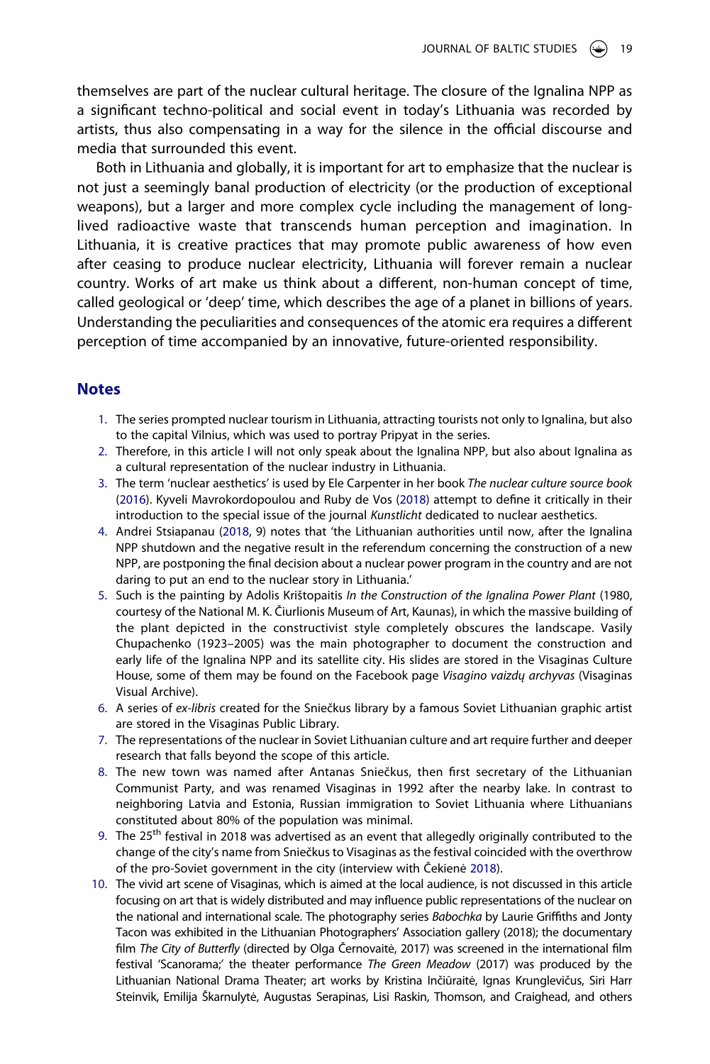themselves are part of the nuclear cultural heritage. The closure of the Ignalina NPP as a significant techno-political and social event in today's Lithuania was recorded by artists, thus also compensating in a way for the silence in the official discourse and media that surrounded this event.

Both in Lithuania and globally, it is important for art to emphasize that the nuclear is not just a seemingly banal production of electricity (or the production of exceptional weapons), but a larger and more complex cycle including the management of long-lived radioactive waste that transcends human perception and imagination. In Lithuania, it is creative practices that may promote public awareness of how even after ceasing to produce nuclear electricity, Lithuania will forever remain a nuclear country. Works of art make us think about a different, non-human concept of time, called geological or 'deep' time, which describes the age of a planet in billions of years. Understanding the peculiarities and consequences of the atomic era requires a different perception of time accompanied by an innovative, future-oriented responsibility.

## Notes

1. The series prompted nuclear tourism in Lithuania, attracting tourists not only to Ignalina, but also to the capital Vilnius, which was used to portray Pripyat in the series.
2. Therefore, in this article I will not only speak about the Ignalina NPP, but also about Ignalina as a cultural representation of the nuclear industry in Lithuania.
3. The term 'nuclear aesthetics' is used by Ele Carpenter in her book *The nuclear culture source book* (2016). Kyveli Mavrokordopoulou and Ruby de Vos (2018) attempt to define it critically in their introduction to the special issue of the journal *Kunstlicht* dedicated to nuclear aesthetics.
4. Andrei Stsiapanau (2018, 9) notes that 'the Lithuanian authorities until now, after the Ignalina NPP shutdown and the negative result in the referendum concerning the construction of a new NPP, are postponing the final decision about a nuclear power program in the country and are not daring to put an end to the nuclear story in Lithuania.'
5. Such is the painting by Adolis Krištopaitis *In the Construction of the Ignalina Power Plant* (1980, courtesy of the National M. K. Čiurlionis Museum of Art, Kaunas), in which the massive building of the plant depicted in the constructivist style completely obscures the landscape. Vasily Chupachenko (1923–2005) was the main photographer to document the construction and early life of the Ignalina NPP and its satellite city. His slides are stored in the Visaginas Culture House, some of them may be found on the Facebook page *Visagino vaizdų archyvas* (Visaginas Visual Archive).
6. A series of *ex-libris* created for the Sniečkus library by a famous Soviet Lithuanian graphic artist are stored in the Visaginas Public Library.
7. The representations of the nuclear in Soviet Lithuanian culture and art require further and deeper research that falls beyond the scope of this article.
8. The new town was named after Antanas Sniečkus, then first secretary of the Lithuanian Communist Party, and was renamed Visaginas in 1992 after the nearby lake. In contrast to neighboring Latvia and Estonia, Russian immigration to Soviet Lithuania where Lithuanians constituted about 80% of the population was minimal.
9. The 25th festival in 2018 was advertised as an event that allegedly originally contributed to the change of the city's name from Sniečkus to Visaginas as the festival coincided with the overthrow of the pro-Soviet government in the city (interview with Čekienė 2018).
10. The vivid art scene of Visaginas, which is aimed at the local audience, is not discussed in this article focusing on art that is widely distributed and may influence public representations of the nuclear on the national and international scale. The photography series *Babochka* by Laurie Griffiths and Jonty Tacon was exhibited in the Lithuanian Photographers' Association gallery (2018); the documentary film *The City of Butterfly* (directed by Olga Černovaitė, 2017) was screened in the international film festival 'Scanorama;' the theater performance *The Green Meadow* (2017) was produced by the Lithuanian National Drama Theater; art works by Kristina Inčiūraitė, Ignas Krunglevičus, Siri Harr Steinvik, Emilija Škarnulytė, Augustas Serapinas, Lisi Raskin, Thomson, and Craighead, and others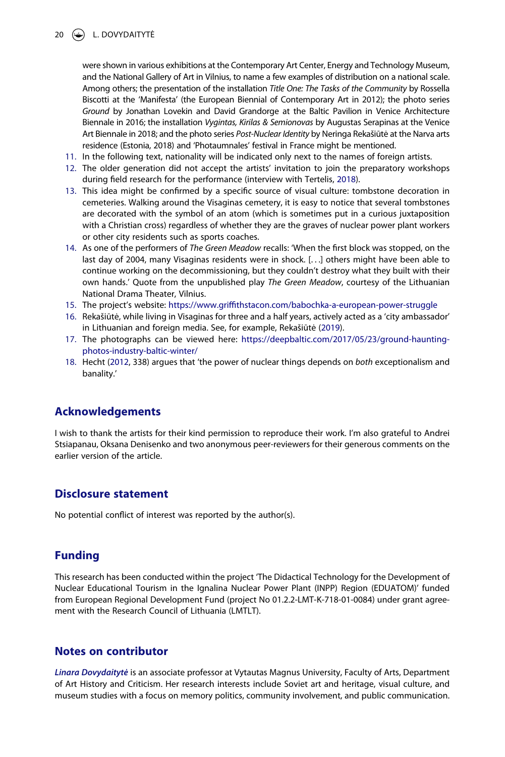were shown in various exhibitions at the Contemporary Art Center, Energy and Technology Museum, and the National Gallery of Art in Vilnius, to name a few examples of distribution on a national scale. Among others; the presentation of the installation *Title One: The Tasks of the Community* by Rossella Biscotti at the 'Manifesta' (the European Biennial of Contemporary Art in 2012); the photo series *Ground* by Jonathan Lovekin and David Grandorge at the Baltic Pavilion in Venice Architecture Biennale in 2016; the installation *Vygintas, Kirilas & Semionovas* by Augustas Serapinas at the Venice Art Biennale in 2018; and the photo series *Post-Nuclear Identity* by Neringa Rekašiūtė at the Narva arts residence (Estonia, 2018) and 'Photaumnales' festival in France might be mentioned.

11. In the following text, nationality will be indicated only next to the names of foreign artists.
12. The older generation did not accept the artists' invitation to join the preparatory workshops during field research for the performance (interview with Tertelis, 2018).
13. This idea might be confirmed by a specific source of visual culture: tombstone decoration in cemeteries. Walking around the Visaginas cemetery, it is easy to notice that several tombstones are decorated with the symbol of an atom (which is sometimes put in a curious juxtaposition with a Christian cross) regardless of whether they are the graves of nuclear power plant workers or other city residents such as sports coaches.
14. As one of the performers of *The Green Meadow* recalls: 'When the first block was stopped, on the last day of 2004, many Visaginas residents were in shock. [...] others might have been able to continue working on the decommissioning, but they couldn't destroy what they built with their own hands.' Quote from the unpublished play *The Green Meadow*, courtesy of the Lithuanian National Drama Theater, Vilnius.
15. The project's website: https://www.griffithstacon.com/babochka-a-european-power-struggle
16. Rekašiūtė, while living in Visaginas for three and a half years, actively acted as a 'city ambassador' in Lithuanian and foreign media. See, for example, Rekašiūtė (2019).
17. The photographs can be viewed here: https://deepbaltic.com/2017/05/23/ground-haunting-photos-industry-baltic-winter/
18. Hecht (2012, 338) argues that 'the power of nuclear things depends on *both* exceptionalism and banality.'

## Acknowledgements

I wish to thank the artists for their kind permission to reproduce their work. I'm also grateful to Andrei Stsiapanau, Oksana Denisenko and two anonymous peer-reviewers for their generous comments on the earlier version of the article.

## Disclosure statement

No potential conflict of interest was reported by the author(s).

## Funding

This research has been conducted within the project 'The Didactical Technology for the Development of Nuclear Educational Tourism in the Ignalina Nuclear Power Plant (INPP) Region (EDUATOM)' funded from European Regional Development Fund (project No 01.2.2-LMT-K-718-01-0084) under grant agreement with the Research Council of Lithuania (LMTLT).

## Notes on contributor

***Linara Dovydaitytė*** is an associate professor at Vytautas Magnus University, Faculty of Arts, Department of Art History and Criticism. Her research interests include Soviet art and heritage, visual culture, and museum studies with a focus on memory politics, community involvement, and public communication.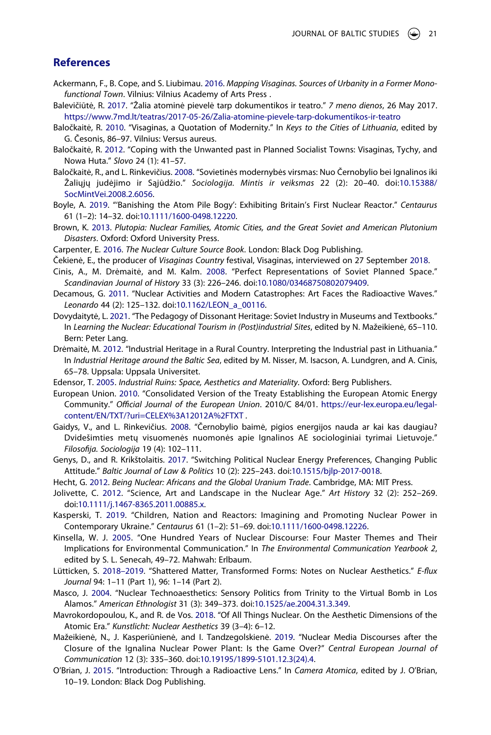## References

Ackermann, F., B. Cope, and S. Liubimau. 2016. *Mapping Visaginas. Sources of Urbanity in a Former Mono-functional Town*. Vilnius: Vilnius Academy of Arts Press .

Balevičiūtė, R. 2017. "Žalia atominė pievelė tarp dokumentikos ir teatro." *7 meno dienos*, 26 May 2017. https://www.7md.lt/teatras/2017-05-26/Zalia-atomine-pievele-tarp-dokumentikos-ir-teatro

Baločkaitė, R. 2010. "Visaginas, a Quotation of Modernity." In *Keys to the Cities of Lithuania*, edited by G. Česonis, 86–97. Vilnius: Versus aureus.

Baločkaitė, R. 2012. "Coping with the Unwanted past in Planned Socialist Towns: Visaginas, Tychy, and Nowa Huta." *Slovo* 24 (1): 41–57.

Baločkaitė, R., and L. Rinkevičius. 2008. "Sovietinės modernybės virsmas: Nuo Černobylio bei Ignalinos iki Žaliųjų judėjimo ir Sąjūdžio." *Sociologija. Mintis ir veiksmas* 22 (2): 20–40. doi:10.15388/SocMintVei.2008.2.6056.

Boyle, A. 2019. "'Banishing the Atom Pile Bogy': Exhibiting Britain's First Nuclear Reactor." *Centaurus* 61 (1–2): 14–32. doi:10.1111/1600-0498.12220.

Brown, K. 2013. *Plutopia: Nuclear Families, Atomic Cities, and the Great Soviet and American Plutonium Disasters*. Oxford: Oxford University Press.

Carpenter, E. 2016. *The Nuclear Culture Source Book*. London: Black Dog Publishing.

Čekienė, E., the producer of *Visaginas Country* festival, Visaginas, interviewed on 27 September 2018.

Cinis, A., M. Drėmaitė, and M. Kalm. 2008. "Perfect Representations of Soviet Planned Space." *Scandinavian Journal of History* 33 (3): 226–246. doi:10.1080/03468750802079409.

Decamous, G. 2011. "Nuclear Activities and Modern Catastrophes: Art Faces the Radioactive Waves." *Leonardo* 44 (2): 125–132. doi:10.1162/LEON_a_00116.

Dovydaitytė, L. 2021. "The Pedagogy of Dissonant Heritage: Soviet Industry in Museums and Textbooks." In *Learning the Nuclear: Educational Tourism in (Post)industrial Sites*, edited by N. Mažeikienė, 65–110. Bern: Peter Lang.

Drėmaitė, M. 2012. "Industrial Heritage in a Rural Country. Interpreting the Industrial past in Lithuania." In *Industrial Heritage around the Baltic Sea*, edited by M. Nisser, M. Isacson, A. Lundgren, and A. Cinis, 65–78. Uppsala: Uppsala Universitet.

Edensor, T. 2005. *Industrial Ruins: Space, Aesthetics and Materiality*. Oxford: Berg Publishers.

European Union. 2010. "Consolidated Version of the Treaty Establishing the European Atomic Energy Community." *Official Journal of the European Union*. 2010/C 84/01. https://eur-lex.europa.eu/legal-content/EN/TXT/?uri=CELEX%3A12012A%2FTXT .

Gaidys, V., and L. Rinkevičius. 2008. "Černobylio baimė, pigios energijos nauda ar kai kas daugiau? Dvidešimties metų visuomenės nuomonės apie Ignalinos AE sociologiniai tyrimai Lietuvoje." *Filosofija. Sociologija* 19 (4): 102–111.

Genys, D., and R. Krikštolaitis. 2017. "Switching Political Nuclear Energy Preferences, Changing Public Attitude." *Baltic Journal of Law & Politics* 10 (2): 225–243. doi:10.1515/bjlp-2017-0018.

Hecht, G. 2012. *Being Nuclear: Africans and the Global Uranium Trade*. Cambridge, MA: MIT Press.

Jolivette, C. 2012. "Science, Art and Landscape in the Nuclear Age." *Art History* 32 (2): 252–269. doi:10.1111/j.1467-8365.2011.00885.x.

Kasperski, T. 2019. "Children, Nation and Reactors: Imagining and Promoting Nuclear Power in Contemporary Ukraine." *Centaurus* 61 (1–2): 51–69. doi:10.1111/1600-0498.12226.

Kinsella, W. J. 2005. "One Hundred Years of Nuclear Discourse: Four Master Themes and Their Implications for Environmental Communication." In *The Environmental Communication Yearbook 2*, edited by S. L. Senecah, 49–72. Mahwah: Erlbaum.

Lütticken, S. 2018–2019. "Shattered Matter, Transformed Forms: Notes on Nuclear Aesthetics." *E-flux Journal* 94: 1–11 (Part 1), 96: 1–14 (Part 2).

Masco, J. 2004. "Nuclear Technoaesthetics: Sensory Politics from Trinity to the Virtual Bomb in Los Alamos." *American Ethnologist* 31 (3): 349–373. doi:10.1525/ae.2004.31.3.349.

Mavrokordopoulou, K., and R. de Vos. 2018. "Of All Things Nuclear. On the Aesthetic Dimensions of the Atomic Era." *Kunstlicht: Nuclear Aesthetics* 39 (3–4): 6–12.

Mažeikienė, N., J. Kasperiūnienė, and I. Tandzegolskienė. 2019. "Nuclear Media Discourses after the Closure of the Ignalina Nuclear Power Plant: Is the Game Over?" *Central European Journal of Communication* 12 (3): 335–360. doi:10.19195/1899-5101.12.3(24).4.

O'Brian, J. 2015. "Introduction: Through a Radioactive Lens." In *Camera Atomica*, edited by J. O'Brian, 10–19. London: Black Dog Publishing.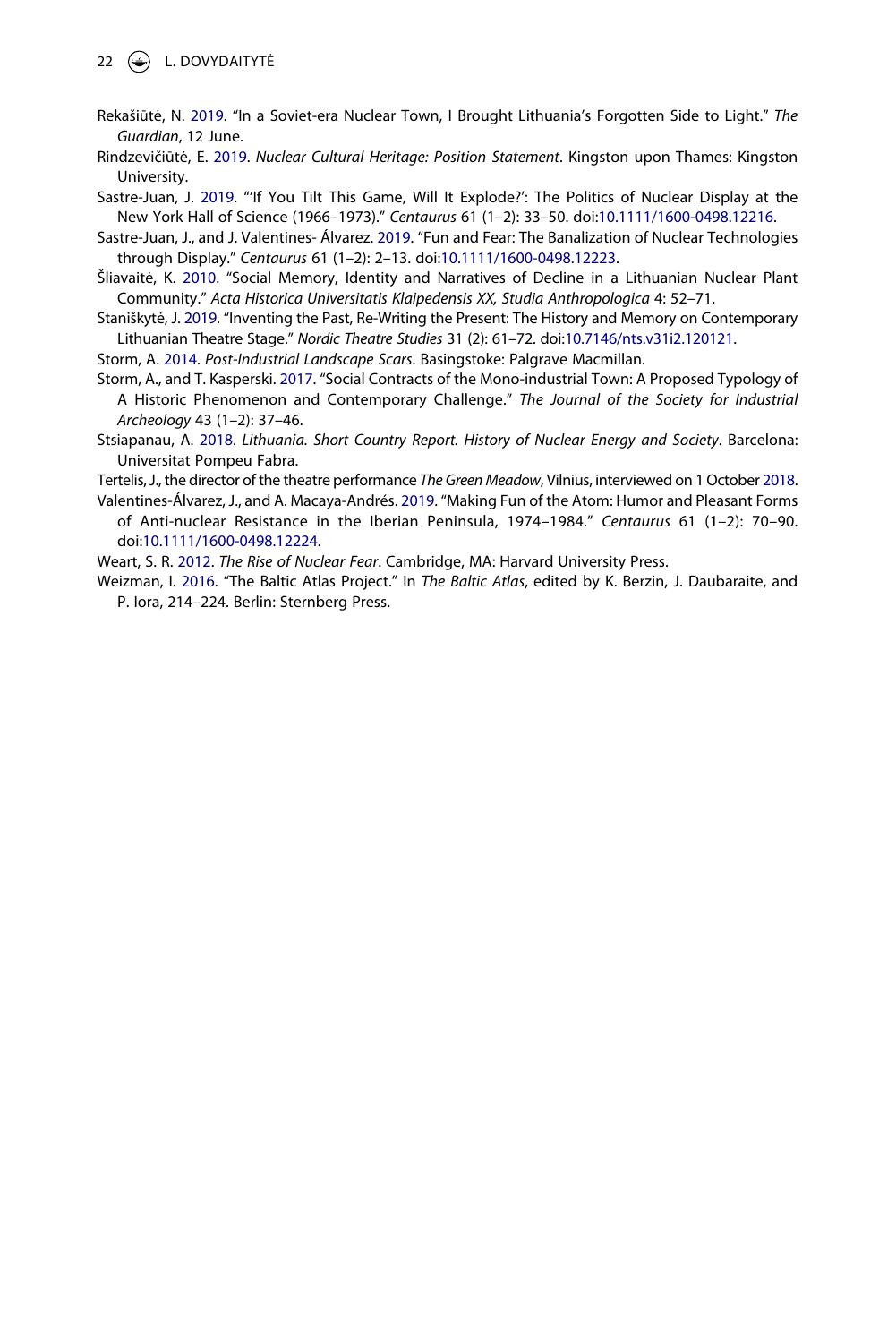Rekašiūtė, N. 2019. "In a Soviet-era Nuclear Town, I Brought Lithuania's Forgotten Side to Light." *The Guardian*, 12 June.

Rindzevičiūtė, E. 2019. *Nuclear Cultural Heritage: Position Statement*. Kingston upon Thames: Kingston University.

Sastre-Juan, J. 2019. "'If You Tilt This Game, Will It Explode?': The Politics of Nuclear Display at the New York Hall of Science (1966–1973)." *Centaurus* 61 (1–2): 33–50. doi:10.1111/1600-0498.12216.

Sastre-Juan, J., and J. Valentines- Álvarez. 2019. "Fun and Fear: The Banalization of Nuclear Technologies through Display." *Centaurus* 61 (1–2): 2–13. doi:10.1111/1600-0498.12223.

Šliavaitė, K. 2010. "Social Memory, Identity and Narratives of Decline in a Lithuanian Nuclear Plant Community." *Acta Historica Universitatis Klaipedensis XX, Studia Anthropologica* 4: 52–71.

Staniškytė, J. 2019. "Inventing the Past, Re-Writing the Present: The History and Memory on Contemporary Lithuanian Theatre Stage." *Nordic Theatre Studies* 31 (2): 61–72. doi:10.7146/nts.v31i2.120121.

Storm, A. 2014. *Post-Industrial Landscape Scars*. Basingstoke: Palgrave Macmillan.

Storm, A., and T. Kasperski. 2017. "Social Contracts of the Mono-industrial Town: A Proposed Typology of A Historic Phenomenon and Contemporary Challenge." *The Journal of the Society for Industrial Archeology* 43 (1–2): 37–46.

Stsiapanau, A. 2018. *Lithuania. Short Country Report. History of Nuclear Energy and Society*. Barcelona: Universitat Pompeu Fabra.

Tertelis, J., the director of the theatre performance *The Green Meadow*, Vilnius, interviewed on 1 October 2018.

Valentines-Álvarez, J., and A. Macaya-Andrés. 2019. "Making Fun of the Atom: Humor and Pleasant Forms of Anti-nuclear Resistance in the Iberian Peninsula, 1974–1984." *Centaurus* 61 (1–2): 70–90. doi:10.1111/1600-0498.12224.

Weart, S. R. 2012. *The Rise of Nuclear Fear*. Cambridge, MA: Harvard University Press.

Weizman, I. 2016. "The Baltic Atlas Project." In *The Baltic Atlas*, edited by K. Berzin, J. Daubaraite, and P. Iora, 214–224. Berlin: Sternberg Press.